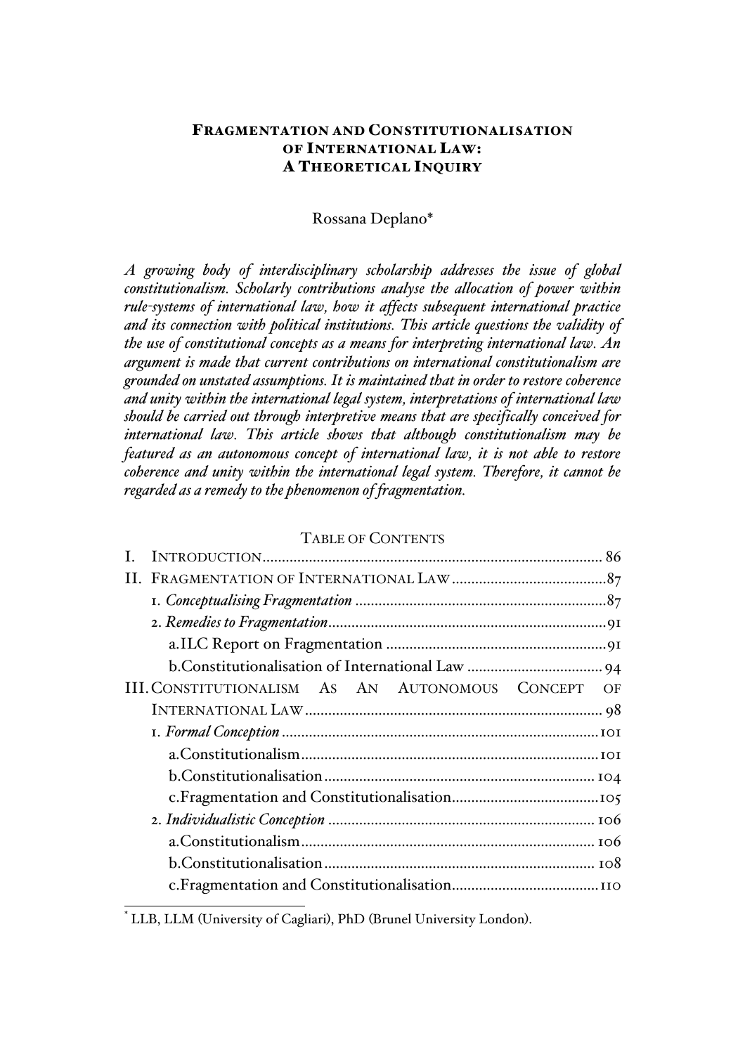# FRAGMENTATION AND CONSTITUTIONALISATION OF INTERNATIONAL LAW: A THEORETICAL INQUIRY

Rossana Deplano*

*A growing body of interdisciplinary scholarship addresses the issue of global constitutionalism. Scholarly contributions analyse the allocation of power within rule-systems of international law, how it affects subsequent international practice and its connection with political institutions. This article questions the validity of the use of constitutional concepts as a means for interpreting international law. An argument is made that current contributions on international constitutionalism are grounded on unstated assumptions. It is maintained that in order to restore coherence and unity within the international legal system, interpretations of international law should be carried out through interpretive means that are specifically conceived for international law. This article shows that although constitutionalism may be featured as an autonomous concept of international law, it is not able to restore coherence and unity within the international legal system. Therefore, it cannot be regarded as a remedy to the phenomenon of fragmentation.*

TABLE OF CONTENTS

I. INTRODUCTION ........ 86
II. FRAGMENTATION OF INTERNATIONAL LAW ........ 87
 1. *Conceptualising Fragmentation* ........ 87
 2. *Remedies to Fragmentation* ........ 91
  a. ILC Report on Fragmentation ........ 91
  b. Constitutionalisation of International Law ........ 94
III. CONSTITUTIONALISM AS AN AUTONOMOUS CONCEPT OF INTERNATIONAL LAW ........ 98
 1. *Formal Conception* ........ 101
  a. Constitutionalism ........ 101
  b. Constitutionalisation ........ 104
  c. Fragmentation and Constitutionalisation ........ 105
 2. *Individualistic Conception* ........ 106
  a. Constitutionalism ........ 106
  b. Constitutionalisation ........ 108
  c. Fragmentation and Constitutionalisation ........ 110

* LLB, LLM (University of Cagliari), PhD (Brunel University London).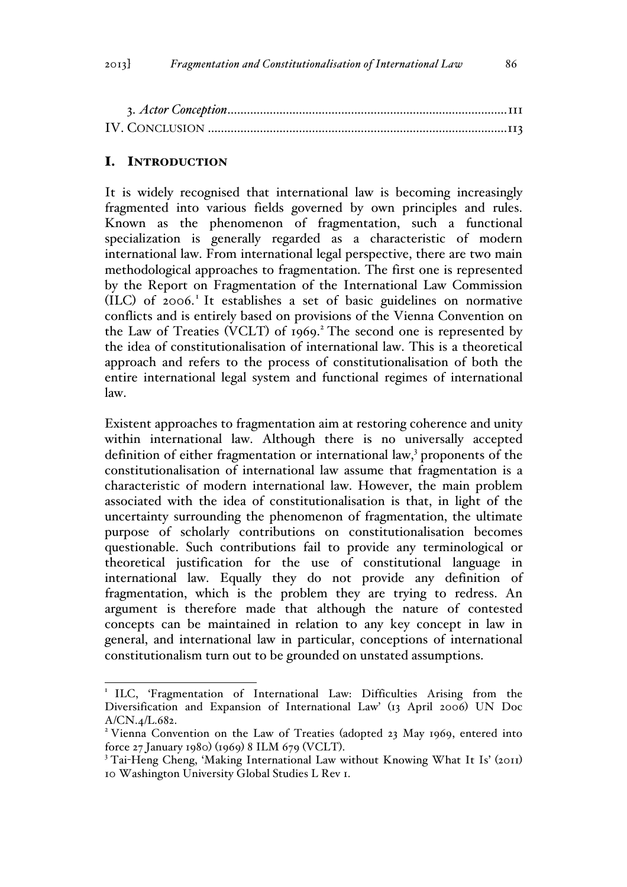3. *Actor Conception*......................................................................................111
IV. Conclusion ............................................................................................113

## I. Introduction

It is widely recognised that international law is becoming increasingly fragmented into various fields governed by own principles and rules. Known as the phenomenon of fragmentation, such a functional specialization is generally regarded as a characteristic of modern international law. From international legal perspective, there are two main methodological approaches to fragmentation. The first one is represented by the Report on Fragmentation of the International Law Commission (ILC) of 2006.[1] It establishes a set of basic guidelines on normative conflicts and is entirely based on provisions of the Vienna Convention on the Law of Treaties (VCLT) of 1969.[2] The second one is represented by the idea of constitutionalisation of international law. This is a theoretical approach and refers to the process of constitutionalisation of both the entire international legal system and functional regimes of international law.

Existent approaches to fragmentation aim at restoring coherence and unity within international law. Although there is no universally accepted definition of either fragmentation or international law,[3] proponents of the constitutionalisation of international law assume that fragmentation is a characteristic of modern international law. However, the main problem associated with the idea of constitutionalisation is that, in light of the uncertainty surrounding the phenomenon of fragmentation, the ultimate purpose of scholarly contributions on constitutionalisation becomes questionable. Such contributions fail to provide any terminological or theoretical justification for the use of constitutional language in international law. Equally they do not provide any definition of fragmentation, which is the problem they are trying to redress. An argument is therefore made that although the nature of contested concepts can be maintained in relation to any key concept in law in general, and international law in particular, conceptions of international constitutionalism turn out to be grounded on unstated assumptions.

---

[1] ILC, 'Fragmentation of International Law: Difficulties Arising from the Diversification and Expansion of International Law' (13 April 2006) UN Doc A/CN.4/L.682.

[2] Vienna Convention on the Law of Treaties (adopted 23 May 1969, entered into force 27 January 1980) (1969) 8 ILM 679 (VCLT).

[3] Tai-Heng Cheng, 'Making International Law without Knowing What It Is' (2011) 10 Washington University Global Studies L Rev 1.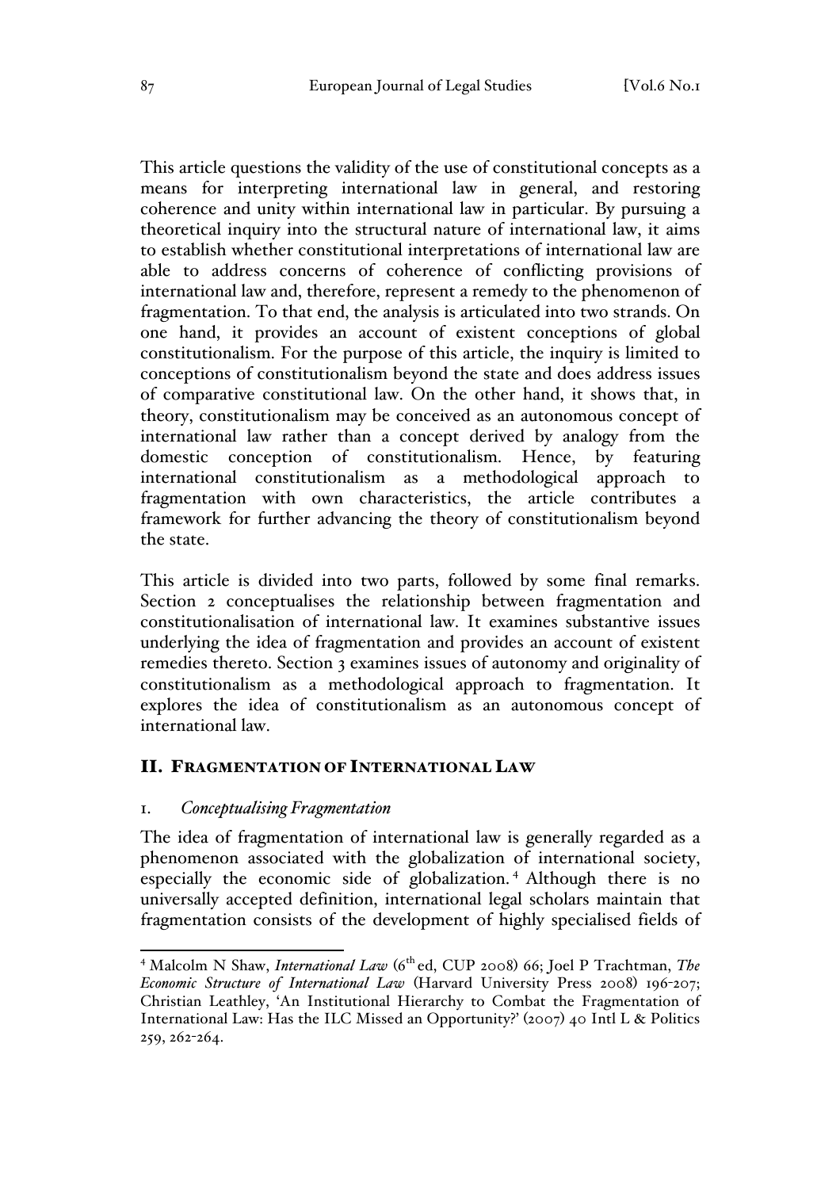This article questions the validity of the use of constitutional concepts as a means for interpreting international law in general, and restoring coherence and unity within international law in particular. By pursuing a theoretical inquiry into the structural nature of international law, it aims to establish whether constitutional interpretations of international law are able to address concerns of coherence of conflicting provisions of international law and, therefore, represent a remedy to the phenomenon of fragmentation. To that end, the analysis is articulated into two strands. On one hand, it provides an account of existent conceptions of global constitutionalism. For the purpose of this article, the inquiry is limited to conceptions of constitutionalism beyond the state and does address issues of comparative constitutional law. On the other hand, it shows that, in theory, constitutionalism may be conceived as an autonomous concept of international law rather than a concept derived by analogy from the domestic conception of constitutionalism. Hence, by featuring international constitutionalism as a methodological approach to fragmentation with own characteristics, the article contributes a framework for further advancing the theory of constitutionalism beyond the state.

This article is divided into two parts, followed by some final remarks. Section 2 conceptualises the relationship between fragmentation and constitutionalisation of international law. It examines substantive issues underlying the idea of fragmentation and provides an account of existent remedies thereto. Section 3 examines issues of autonomy and originality of constitutionalism as a methodological approach to fragmentation. It explores the idea of constitutionalism as an autonomous concept of international law.

## II. Fragmentation of International Law

### 1. *Conceptualising Fragmentation*

The idea of fragmentation of international law is generally regarded as a phenomenon associated with the globalization of international society, especially the economic side of globalization.[4] Although there is no universally accepted definition, international legal scholars maintain that fragmentation consists of the development of highly specialised fields of

---

[4] Malcolm N Shaw, *International Law* (6th ed, CUP 2008) 66; Joel P Trachtman, *The Economic Structure of International Law* (Harvard University Press 2008) 196-207; Christian Leathley, 'An Institutional Hierarchy to Combat the Fragmentation of International Law: Has the ILC Missed an Opportunity?' (2007) 40 Intl L & Politics 259, 262-264.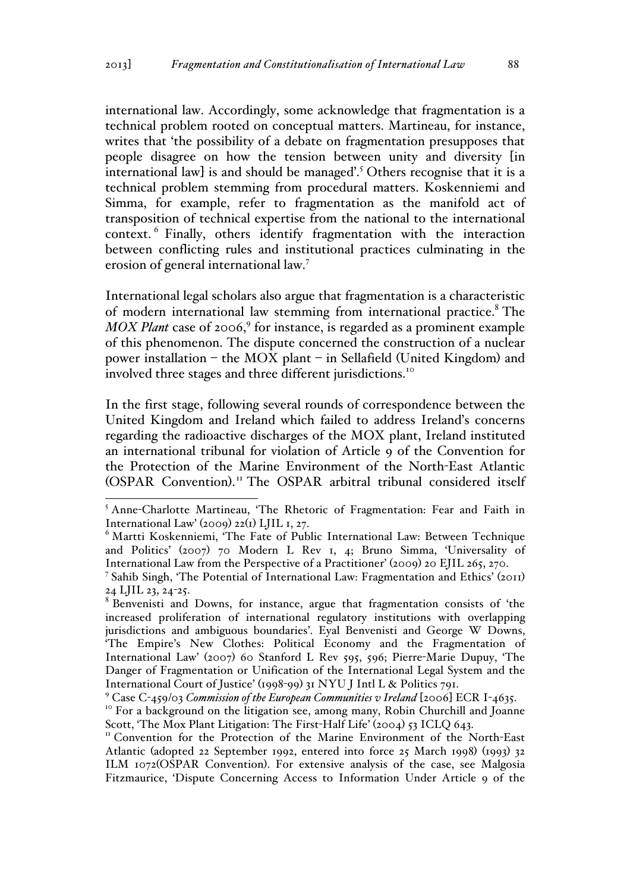international law. Accordingly, some acknowledge that fragmentation is a technical problem rooted on conceptual matters. Martineau, for instance, writes that 'the possibility of a debate on fragmentation presupposes that people disagree on how the tension between unity and diversity [in international law] is and should be managed'.[5] Others recognise that it is a technical problem stemming from procedural matters. Koskenniemi and Simma, for example, refer to fragmentation as the manifold act of transposition of technical expertise from the national to the international context.[6] Finally, others identify fragmentation with the interaction between conflicting rules and institutional practices culminating in the erosion of general international law.[7]

International legal scholars also argue that fragmentation is a characteristic of modern international law stemming from international practice.[8] The *MOX Plant* case of 2006,[9] for instance, is regarded as a prominent example of this phenomenon. The dispute concerned the construction of a nuclear power installation – the MOX plant – in Sellafield (United Kingdom) and involved three stages and three different jurisdictions.[10]

In the first stage, following several rounds of correspondence between the United Kingdom and Ireland which failed to address Ireland's concerns regarding the radioactive discharges of the MOX plant, Ireland instituted an international tribunal for violation of Article 9 of the Convention for the Protection of the Marine Environment of the North-East Atlantic (OSPAR Convention).[11] The OSPAR arbitral tribunal considered itself

---

[5] Anne-Charlotte Martineau, 'The Rhetoric of Fragmentation: Fear and Faith in International Law' (2009) 22(1) LJIL 1, 27.

[6] Martti Koskenniemi, 'The Fate of Public International Law: Between Technique and Politics' (2007) 70 Modern L Rev 1, 4; Bruno Simma, 'Universality of International Law from the Perspective of a Practitioner' (2009) 20 EJIL 265, 270.

[7] Sahib Singh, 'The Potential of International Law: Fragmentation and Ethics' (2011) 24 LJIL 23, 24-25.

[8] Benvenisti and Downs, for instance, argue that fragmentation consists of 'the increased proliferation of international regulatory institutions with overlapping jurisdictions and ambiguous boundaries'. Eyal Benvenisti and George W Downs, 'The Empire's New Clothes: Political Economy and the Fragmentation of International Law' (2007) 60 Stanford L Rev 595, 596; Pierre-Marie Dupuy, 'The Danger of Fragmentation or Unification of the International Legal System and the International Court of Justice' (1998-99) 31 NYU J Intl L & Politics 791.

[9] Case C-459/03 *Commission of the European Communities v Ireland* [2006] ECR I-4635.

[10] For a background on the litigation see, among many, Robin Churchill and Joanne Scott, 'The Mox Plant Litigation: The First-Half Life' (2004) 53 ICLQ 643.

[11] Convention for the Protection of the Marine Environment of the North-East Atlantic (adopted 22 September 1992, entered into force 25 March 1998) (1993) 32 ILM 1072(OSPAR Convention). For extensive analysis of the case, see Malgosia Fitzmaurice, 'Dispute Concerning Access to Information Under Article 9 of the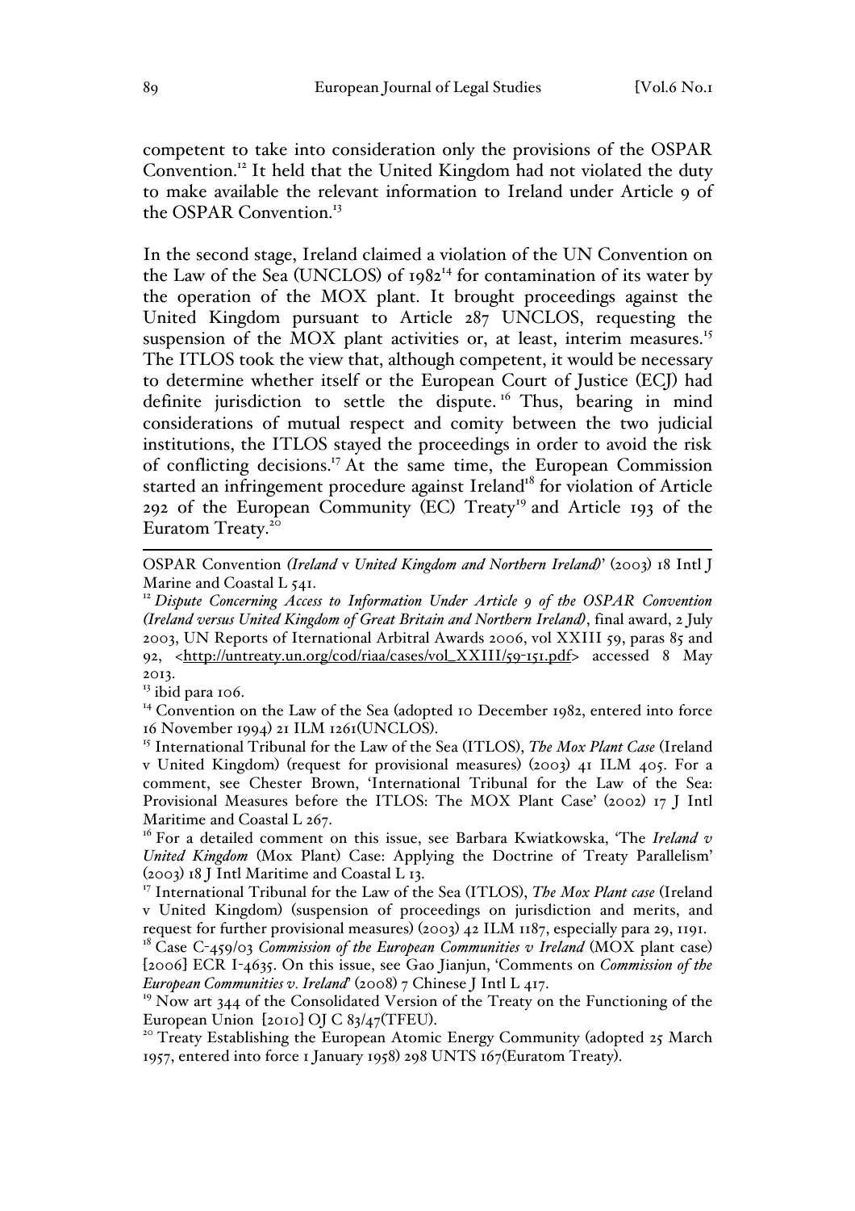competent to take into consideration only the provisions of the OSPAR Convention.[12] It held that the United Kingdom had not violated the duty to make available the relevant information to Ireland under Article 9 of the OSPAR Convention.[13]

In the second stage, Ireland claimed a violation of the UN Convention on the Law of the Sea (UNCLOS) of 1982[14] for contamination of its water by the operation of the MOX plant. It brought proceedings against the United Kingdom pursuant to Article 287 UNCLOS, requesting the suspension of the MOX plant activities or, at least, interim measures.[15] The ITLOS took the view that, although competent, it would be necessary to determine whether itself or the European Court of Justice (ECJ) had definite jurisdiction to settle the dispute.[16] Thus, bearing in mind considerations of mutual respect and comity between the two judicial institutions, the ITLOS stayed the proceedings in order to avoid the risk of conflicting decisions.[17] At the same time, the European Commission started an infringement procedure against Ireland[18] for violation of Article 292 of the European Community (EC) Treaty[19] and Article 193 of the Euratom Treaty.[20]

---

OSPAR Convention *(Ireland* v *United Kingdom and Northern Ireland)*' (2003) 18 Intl J Marine and Coastal L 541.

[12] *Dispute Concerning Access to Information Under Article 9 of the OSPAR Convention (Ireland versus United Kingdom of Great Britain and Northern Ireland)*, final award, 2 July 2003, UN Reports of Iternational Arbitral Awards 2006, vol XXIII 59, paras 85 and 92, <http://untreaty.un.org/cod/riaa/cases/vol_XXIII/59-151.pdf> accessed 8 May 2013.

[13] ibid para 106.

[14] Convention on the Law of the Sea (adopted 10 December 1982, entered into force 16 November 1994) 21 ILM 1261(UNCLOS).

[15] International Tribunal for the Law of the Sea (ITLOS), *The Mox Plant Case* (Ireland v United Kingdom) (request for provisional measures) (2003) 41 ILM 405. For a comment, see Chester Brown, 'International Tribunal for the Law of the Sea: Provisional Measures before the ITLOS: The MOX Plant Case' (2002) 17 J Intl Maritime and Coastal L 267.

[16] For a detailed comment on this issue, see Barbara Kwiatkowska, 'The *Ireland v United Kingdom* (Mox Plant) Case: Applying the Doctrine of Treaty Parallelism' (2003) 18 J Intl Maritime and Coastal L 13.

[17] International Tribunal for the Law of the Sea (ITLOS), *The Mox Plant case* (Ireland v United Kingdom) (suspension of proceedings on jurisdiction and merits, and request for further provisional measures) (2003) 42 ILM 1187, especially para 29, 1191.

[18] Case C-459/03 *Commission of the European Communities v Ireland* (MOX plant case) [2006] ECR I-4635. On this issue, see Gao Jianjun, 'Comments on *Commission of the European Communities v. Ireland*' (2008) 7 Chinese J Intl L 417.

[19] Now art 344 of the Consolidated Version of the Treaty on the Functioning of the European Union [2010] OJ C 83/47(TFEU).

[20] Treaty Establishing the European Atomic Energy Community (adopted 25 March 1957, entered into force 1 January 1958) 298 UNTS 167(Euratom Treaty).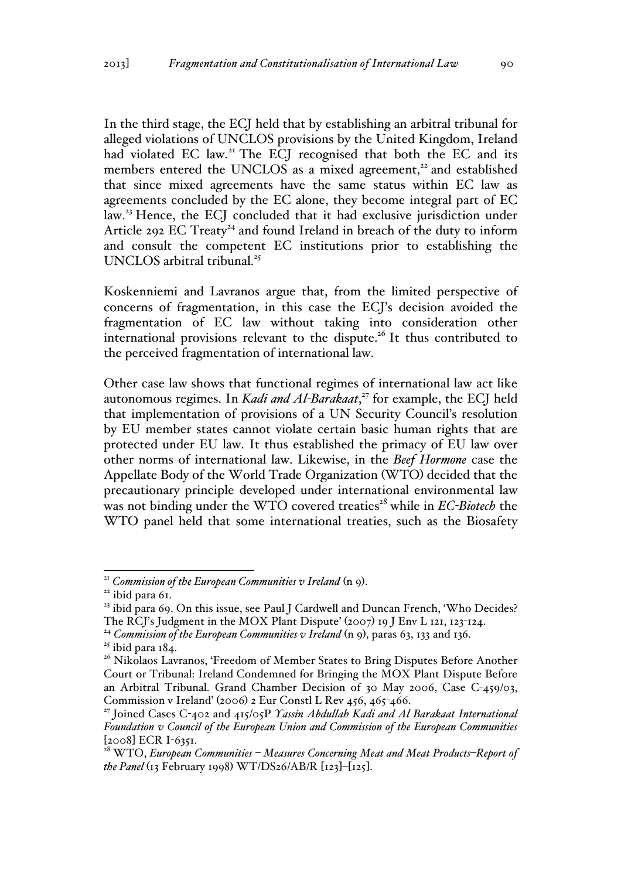In the third stage, the ECJ held that by establishing an arbitral tribunal for alleged violations of UNCLOS provisions by the United Kingdom, Ireland had violated EC law.[21] The ECJ recognised that both the EC and its members entered the UNCLOS as a mixed agreement,[22] and established that since mixed agreements have the same status within EC law as agreements concluded by the EC alone, they become integral part of EC law.[23] Hence, the ECJ concluded that it had exclusive jurisdiction under Article 292 EC Treaty[24] and found Ireland in breach of the duty to inform and consult the competent EC institutions prior to establishing the UNCLOS arbitral tribunal.[25]

Koskenniemi and Lavranos argue that, from the limited perspective of concerns of fragmentation, in this case the ECJ's decision avoided the fragmentation of EC law without taking into consideration other international provisions relevant to the dispute.[26] It thus contributed to the perceived fragmentation of international law.

Other case law shows that functional regimes of international law act like autonomous regimes. In *Kadi and Al-Barakaat*,[27] for example, the ECJ held that implementation of provisions of a UN Security Council's resolution by EU member states cannot violate certain basic human rights that are protected under EU law. It thus established the primacy of EU law over other norms of international law. Likewise, in the *Beef Hormone* case the Appellate Body of the World Trade Organization (WTO) decided that the precautionary principle developed under international environmental law was not binding under the WTO covered treaties[28] while in *EC-Biotech* the WTO panel held that some international treaties, such as the Biosafety

---

[21] *Commission of the European Communities v Ireland* (n 9).

[22] ibid para 61.

[23] ibid para 69. On this issue, see Paul J Cardwell and Duncan French, 'Who Decides? The RCJ's Judgment in the MOX Plant Dispute' (2007) 19 J Env L 121, 123-124.

[24] *Commission of the European Communities v Ireland* (n 9), paras 63, 133 and 136.

[25] ibid para 184.

[26] Nikolaos Lavranos, 'Freedom of Member States to Bring Disputes Before Another Court or Tribunal: Ireland Condemned for Bringing the MOX Plant Dispute Before an Arbitral Tribunal. Grand Chamber Decision of 30 May 2006, Case C-459/03, Commission v Ireland' (2006) 2 Eur Constl L Rev 456, 465-466.

[27] Joined Cases C-402 and 415/05P *Yassin Abdullah Kadi and Al Barakaat International Foundation v Council of the European Union and Commission of the European Communities* [2008] ECR I-6351.

[28] WTO, *European Communities – Measures Concerning Meat and Meat Products–Report of the Panel* (13 February 1998) WT/DS26/AB/R [123]–[125].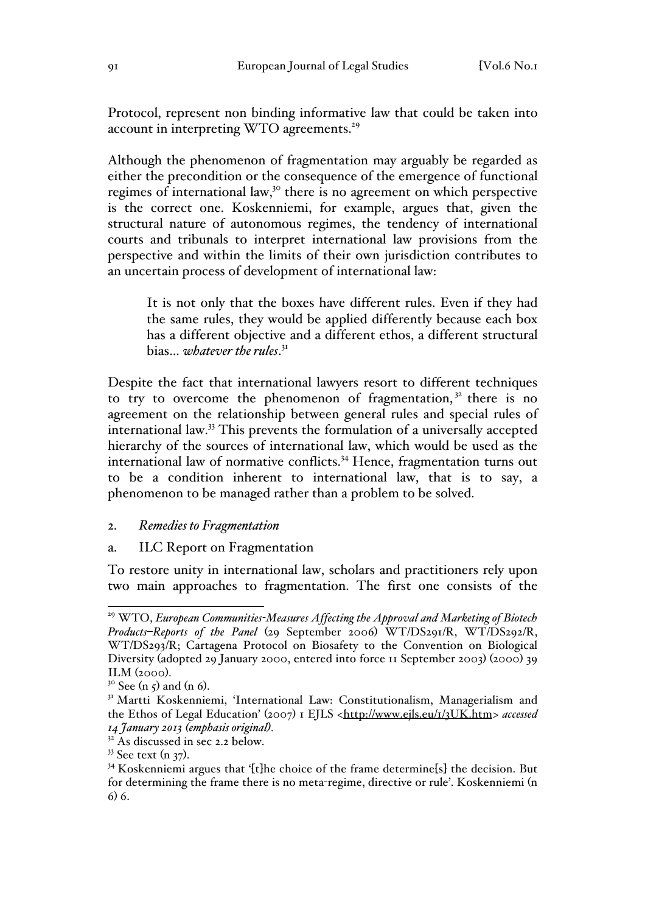Protocol, represent non binding informative law that could be taken into account in interpreting WTO agreements.[29]

Although the phenomenon of fragmentation may arguably be regarded as either the precondition or the consequence of the emergence of functional regimes of international law,[30] there is no agreement on which perspective is the correct one. Koskenniemi, for example, argues that, given the structural nature of autonomous regimes, the tendency of international courts and tribunals to interpret international law provisions from the perspective and within the limits of their own jurisdiction contributes to an uncertain process of development of international law:

> It is not only that the boxes have different rules. Even if they had the same rules, they would be applied differently because each box has a different objective and a different ethos, a different structural bias… *whatever the rules*.[31]

Despite the fact that international lawyers resort to different techniques to try to overcome the phenomenon of fragmentation,[32] there is no agreement on the relationship between general rules and special rules of international law.[33] This prevents the formulation of a universally accepted hierarchy of the sources of international law, which would be used as the international law of normative conflicts.[34] Hence, fragmentation turns out to be a condition inherent to international law, that is to say, a phenomenon to be managed rather than a problem to be solved.

2. *Remedies to Fragmentation*

a. ILC Report on Fragmentation

To restore unity in international law, scholars and practitioners rely upon two main approaches to fragmentation. The first one consists of the

---

[29] WTO, *European Communities-Measures Affecting the Approval and Marketing of Biotech Products–Reports of the Panel* (29 September 2006) WT/DS291/R, WT/DS292/R, WT/DS293/R; Cartagena Protocol on Biosafety to the Convention on Biological Diversity (adopted 29 January 2000, entered into force 11 September 2003) (2000) 39 ILM (2000).

[30] See (n 5) and (n 6).

[31] Martti Koskenniemi, 'International Law: Constitutionalism, Managerialism and the Ethos of Legal Education' (2007) 1 EJLS <http://www.ejls.eu/1/3UK.htm> *accessed 14 January 2013 (emphasis original)*.

[32] As discussed in sec 2.2 below.

[33] See text (n 37).

[34] Koskenniemi argues that '[t]he choice of the frame determine[s] the decision. But for determining the frame there is no meta-regime, directive or rule'. Koskenniemi (n 6) 6.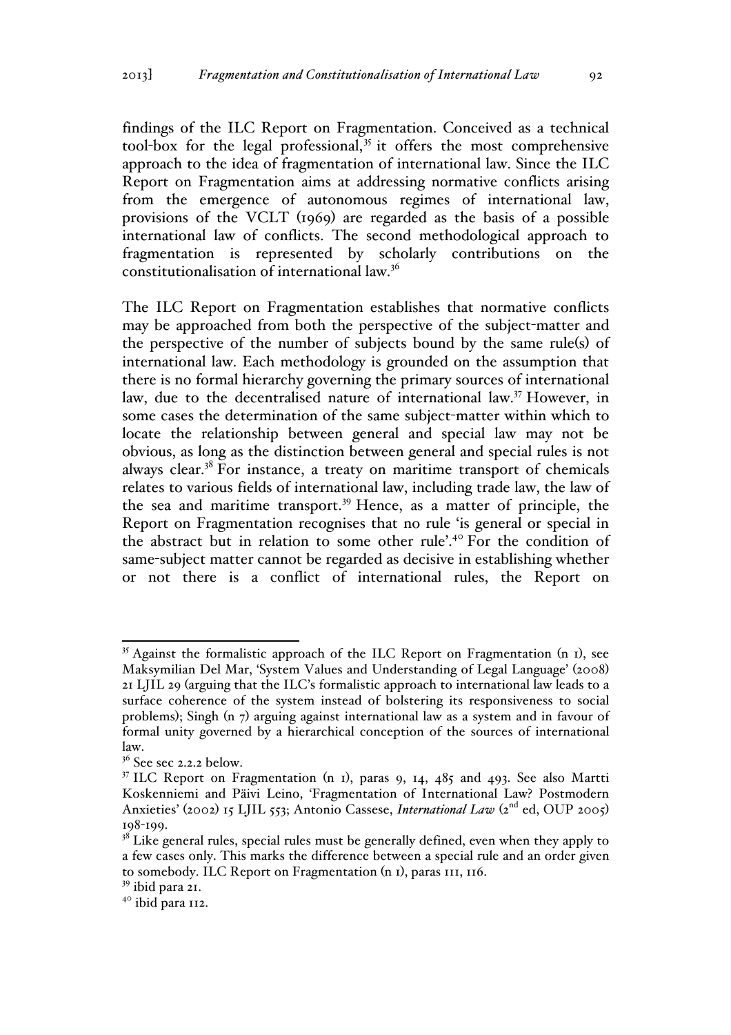findings of the ILC Report on Fragmentation. Conceived as a technical tool-box for the legal professional,[35] it offers the most comprehensive approach to the idea of fragmentation of international law. Since the ILC Report on Fragmentation aims at addressing normative conflicts arising from the emergence of autonomous regimes of international law, provisions of the VCLT (1969) are regarded as the basis of a possible international law of conflicts. The second methodological approach to fragmentation is represented by scholarly contributions on the constitutionalisation of international law.[36]

The ILC Report on Fragmentation establishes that normative conflicts may be approached from both the perspective of the subject-matter and the perspective of the number of subjects bound by the same rule(s) of international law. Each methodology is grounded on the assumption that there is no formal hierarchy governing the primary sources of international law, due to the decentralised nature of international law.[37] However, in some cases the determination of the same subject-matter within which to locate the relationship between general and special law may not be obvious, as long as the distinction between general and special rules is not always clear.[38] For instance, a treaty on maritime transport of chemicals relates to various fields of international law, including trade law, the law of the sea and maritime transport.[39] Hence, as a matter of principle, the Report on Fragmentation recognises that no rule 'is general or special in the abstract but in relation to some other rule'.[40] For the condition of same-subject matter cannot be regarded as decisive in establishing whether or not there is a conflict of international rules, the Report on

---

[35] Against the formalistic approach of the ILC Report on Fragmentation (n 1), see Maksymilian Del Mar, 'System Values and Understanding of Legal Language' (2008) 21 LJIL 29 (arguing that the ILC's formalistic approach to international law leads to a surface coherence of the system instead of bolstering its responsiveness to social problems); Singh (n 7) arguing against international law as a system and in favour of formal unity governed by a hierarchical conception of the sources of international law.

[36] See sec 2.2.2 below.

[37] ILC Report on Fragmentation (n 1), paras 9, 14, 485 and 493. See also Martti Koskenniemi and Päivi Leino, 'Fragmentation of International Law? Postmodern Anxieties' (2002) 15 LJIL 553; Antonio Cassese, *International Law* (2nd ed, OUP 2005) 198-199.

[38] Like general rules, special rules must be generally defined, even when they apply to a few cases only. This marks the difference between a special rule and an order given to somebody. ILC Report on Fragmentation (n 1), paras 111, 116.

[39] ibid para 21.

[40] ibid para 112.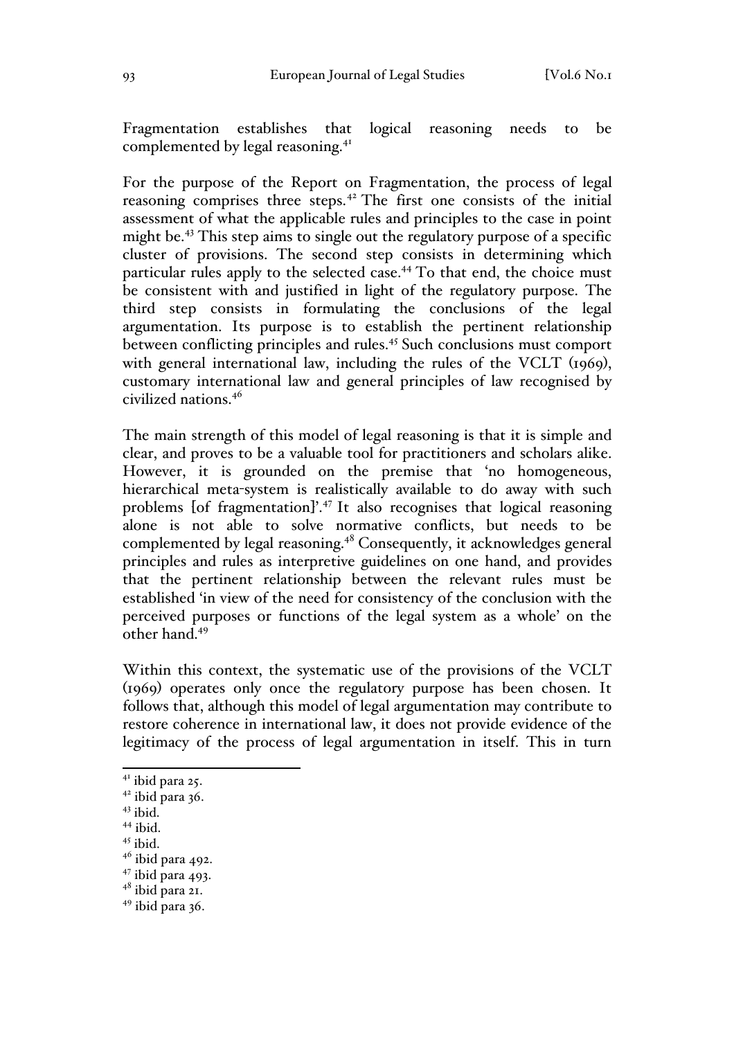Fragmentation establishes that logical reasoning needs to be complemented by legal reasoning.[41]

For the purpose of the Report on Fragmentation, the process of legal reasoning comprises three steps.[42] The first one consists of the initial assessment of what the applicable rules and principles to the case in point might be.[43] This step aims to single out the regulatory purpose of a specific cluster of provisions. The second step consists in determining which particular rules apply to the selected case.[44] To that end, the choice must be consistent with and justified in light of the regulatory purpose. The third step consists in formulating the conclusions of the legal argumentation. Its purpose is to establish the pertinent relationship between conflicting principles and rules.[45] Such conclusions must comport with general international law, including the rules of the VCLT (1969), customary international law and general principles of law recognised by civilized nations.[46]

The main strength of this model of legal reasoning is that it is simple and clear, and proves to be a valuable tool for practitioners and scholars alike. However, it is grounded on the premise that 'no homogeneous, hierarchical meta-system is realistically available to do away with such problems [of fragmentation]'.[47] It also recognises that logical reasoning alone is not able to solve normative conflicts, but needs to be complemented by legal reasoning.[48] Consequently, it acknowledges general principles and rules as interpretive guidelines on one hand, and provides that the pertinent relationship between the relevant rules must be established 'in view of the need for consistency of the conclusion with the perceived purposes or functions of the legal system as a whole' on the other hand.[49]

Within this context, the systematic use of the provisions of the VCLT (1969) operates only once the regulatory purpose has been chosen. It follows that, although this model of legal argumentation may contribute to restore coherence in international law, it does not provide evidence of the legitimacy of the process of legal argumentation in itself. This in turn

---

[41] ibid para 25.

[42] ibid para 36.

[43] ibid.

[44] ibid.

[45] ibid.

[46] ibid para 492.

[47] ibid para 493.

[48] ibid para 21.

[49] ibid para 36.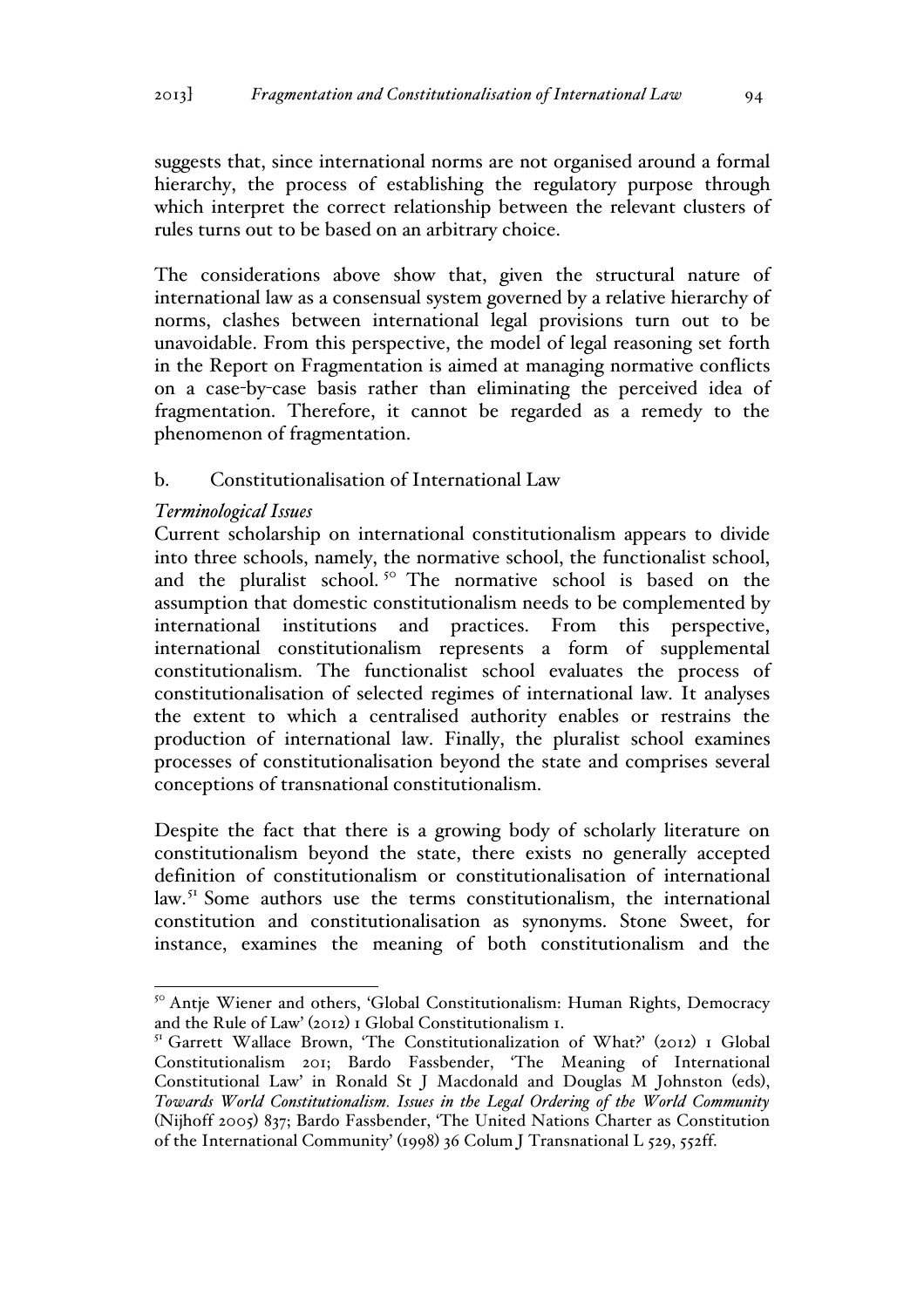suggests that, since international norms are not organised around a formal hierarchy, the process of establishing the regulatory purpose through which interpret the correct relationship between the relevant clusters of rules turns out to be based on an arbitrary choice.

The considerations above show that, given the structural nature of international law as a consensual system governed by a relative hierarchy of norms, clashes between international legal provisions turn out to be unavoidable. From this perspective, the model of legal reasoning set forth in the Report on Fragmentation is aimed at managing normative conflicts on a case-by-case basis rather than eliminating the perceived idea of fragmentation. Therefore, it cannot be regarded as a remedy to the phenomenon of fragmentation.

### b. Constitutionalisation of International Law

#### *Terminological Issues*

Current scholarship on international constitutionalism appears to divide into three schools, namely, the normative school, the functionalist school, and the pluralist school.[50] The normative school is based on the assumption that domestic constitutionalism needs to be complemented by international institutions and practices. From this perspective, international constitutionalism represents a form of supplemental constitutionalism. The functionalist school evaluates the process of constitutionalisation of selected regimes of international law. It analyses the extent to which a centralised authority enables or restrains the production of international law. Finally, the pluralist school examines processes of constitutionalisation beyond the state and comprises several conceptions of transnational constitutionalism.

Despite the fact that there is a growing body of scholarly literature on constitutionalism beyond the state, there exists no generally accepted definition of constitutionalism or constitutionalisation of international law.[51] Some authors use the terms constitutionalism, the international constitution and constitutionalisation as synonyms. Stone Sweet, for instance, examines the meaning of both constitutionalism and the

---

[50] Antje Wiener and others, 'Global Constitutionalism: Human Rights, Democracy and the Rule of Law' (2012) 1 Global Constitutionalism 1.

[51] Garrett Wallace Brown, 'The Constitutionalization of What?' (2012) 1 Global Constitutionalism 201; Bardo Fassbender, 'The Meaning of International Constitutional Law' in Ronald St J Macdonald and Douglas M Johnston (eds), *Towards World Constitutionalism. Issues in the Legal Ordering of the World Community* (Nijhoff 2005) 837; Bardo Fassbender, 'The United Nations Charter as Constitution of the International Community' (1998) 36 Colum J Transnational L 529, 552ff.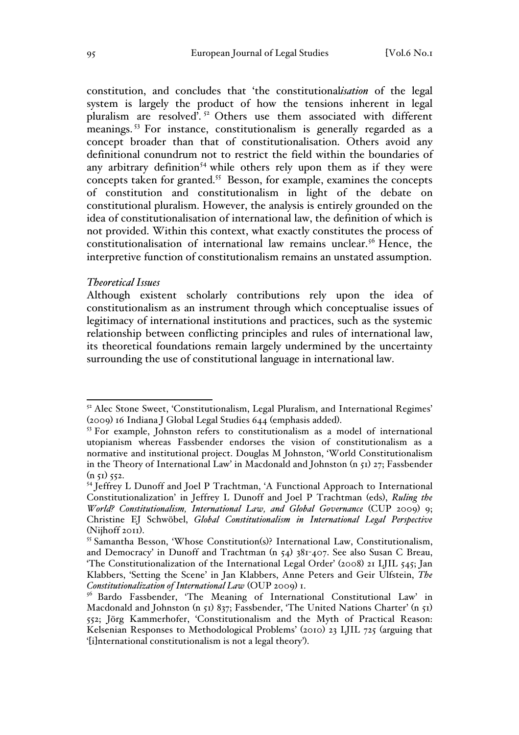constitution, and concludes that 'the constitutional*isation* of the legal system is largely the product of how the tensions inherent in legal pluralism are resolved'.[52] Others use them associated with different meanings.[53] For instance, constitutionalism is generally regarded as a concept broader than that of constitutionalisation. Others avoid any definitional conundrum not to restrict the field within the boundaries of any arbitrary definition[54] while others rely upon them as if they were concepts taken for granted.[55] Besson, for example, examines the concepts of constitution and constitutionalism in light of the debate on constitutional pluralism. However, the analysis is entirely grounded on the idea of constitutionalisation of international law, the definition of which is not provided. Within this context, what exactly constitutes the process of constitutionalisation of international law remains unclear.[56] Hence, the interpretive function of constitutionalism remains an unstated assumption.

### *Theoretical Issues*

Although existent scholarly contributions rely upon the idea of constitutionalism as an instrument through which conceptualise issues of legitimacy of international institutions and practices, such as the systemic relationship between conflicting principles and rules of international law, its theoretical foundations remain largely undermined by the uncertainty surrounding the use of constitutional language in international law.

---

[52] Alec Stone Sweet, 'Constitutionalism, Legal Pluralism, and International Regimes' (2009) 16 Indiana J Global Legal Studies 644 (emphasis added).

[53] For example, Johnston refers to constitutionalism as a model of international utopianism whereas Fassbender endorses the vision of constitutionalism as a normative and institutional project. Douglas M Johnston, 'World Constitutionalism in the Theory of International Law' in Macdonald and Johnston (n 51) 27; Fassbender (n 51) 552.

[54] Jeffrey L Dunoff and Joel P Trachtman, 'A Functional Approach to International Constitutionalization' in Jeffrey L Dunoff and Joel P Trachtman (eds), *Ruling the World? Constitutionalism, International Law, and Global Governance* (CUP 2009) 9; Christine EJ Schwöbel, *Global Constitutionalism in International Legal Perspective* (Nijhoff 2011).

[55] Samantha Besson, 'Whose Constitution(s)? International Law, Constitutionalism, and Democracy' in Dunoff and Trachtman (n 54) 381-407. See also Susan C Breau, 'The Constitutionalization of the International Legal Order' (2008) 21 LJIL 545; Jan Klabbers, 'Setting the Scene' in Jan Klabbers, Anne Peters and Geir Ulfstein, *The Constitutionalization of International Law* (OUP 2009) 1.

[56] Bardo Fassbender, 'The Meaning of International Constitutional Law' in Macdonald and Johnston (n 51) 837; Fassbender, 'The United Nations Charter' (n 51) 552; Jörg Kammerhofer, 'Constitutionalism and the Myth of Practical Reason: Kelsenian Responses to Methodological Problems' (2010) 23 LJIL 725 (arguing that '[i]nternational constitutionalism is not a legal theory').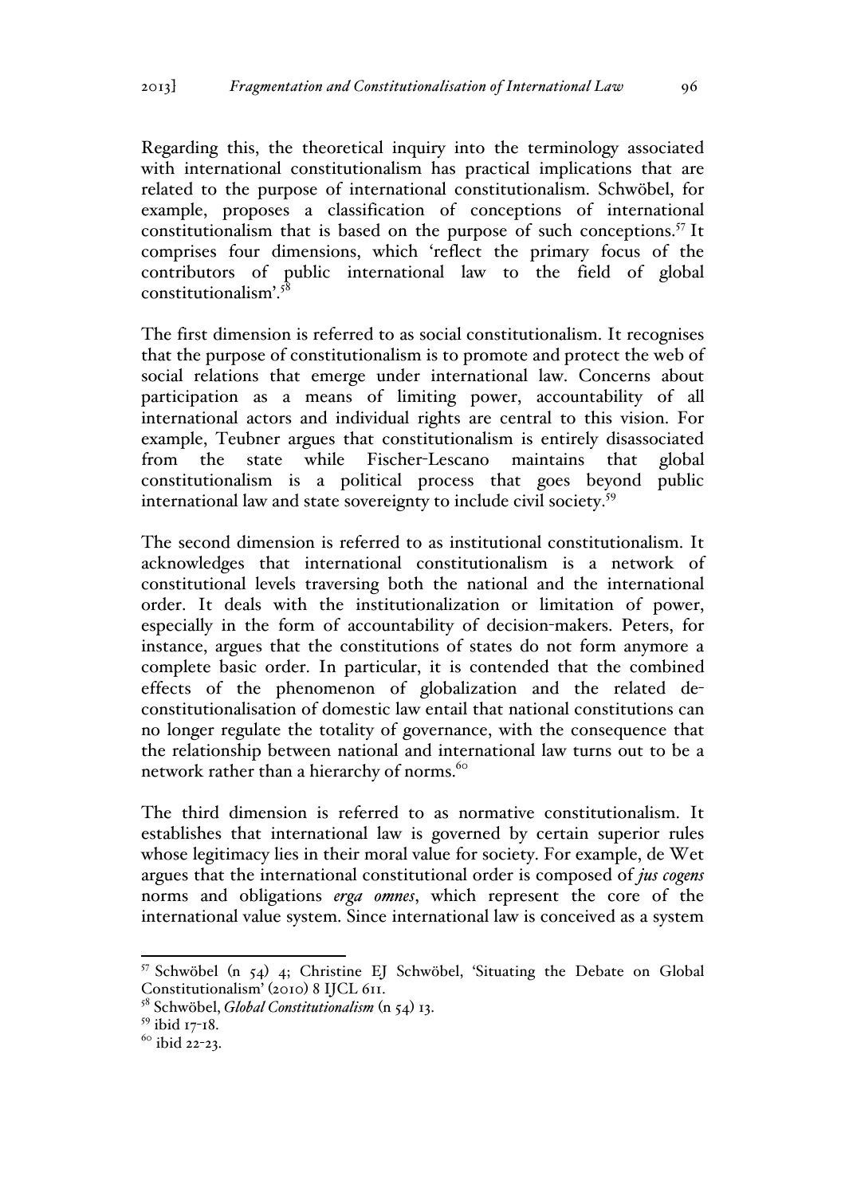Regarding this, the theoretical inquiry into the terminology associated with international constitutionalism has practical implications that are related to the purpose of international constitutionalism. Schwöbel, for example, proposes a classification of conceptions of international constitutionalism that is based on the purpose of such conceptions.[57] It comprises four dimensions, which 'reflect the primary focus of the contributors of public international law to the field of global constitutionalism'.[58]

The first dimension is referred to as social constitutionalism. It recognises that the purpose of constitutionalism is to promote and protect the web of social relations that emerge under international law. Concerns about participation as a means of limiting power, accountability of all international actors and individual rights are central to this vision. For example, Teubner argues that constitutionalism is entirely disassociated from the state while Fischer-Lescano maintains that global constitutionalism is a political process that goes beyond public international law and state sovereignty to include civil society.[59]

The second dimension is referred to as institutional constitutionalism. It acknowledges that international constitutionalism is a network of constitutional levels traversing both the national and the international order. It deals with the institutionalization or limitation of power, especially in the form of accountability of decision-makers. Peters, for instance, argues that the constitutions of states do not form anymore a complete basic order. In particular, it is contended that the combined effects of the phenomenon of globalization and the related de-constitutionalisation of domestic law entail that national constitutions can no longer regulate the totality of governance, with the consequence that the relationship between national and international law turns out to be a network rather than a hierarchy of norms.[60]

The third dimension is referred to as normative constitutionalism. It establishes that international law is governed by certain superior rules whose legitimacy lies in their moral value for society. For example, de Wet argues that the international constitutional order is composed of *jus cogens* norms and obligations *erga omnes*, which represent the core of the international value system. Since international law is conceived as a system

---

[57] Schwöbel (n 54) 4; Christine EJ Schwöbel, 'Situating the Debate on Global Constitutionalism' (2010) 8 IJCL 611.

[58] Schwöbel, *Global Constitutionalism* (n 54) 13.

[59] ibid 17-18.

[60] ibid 22-23.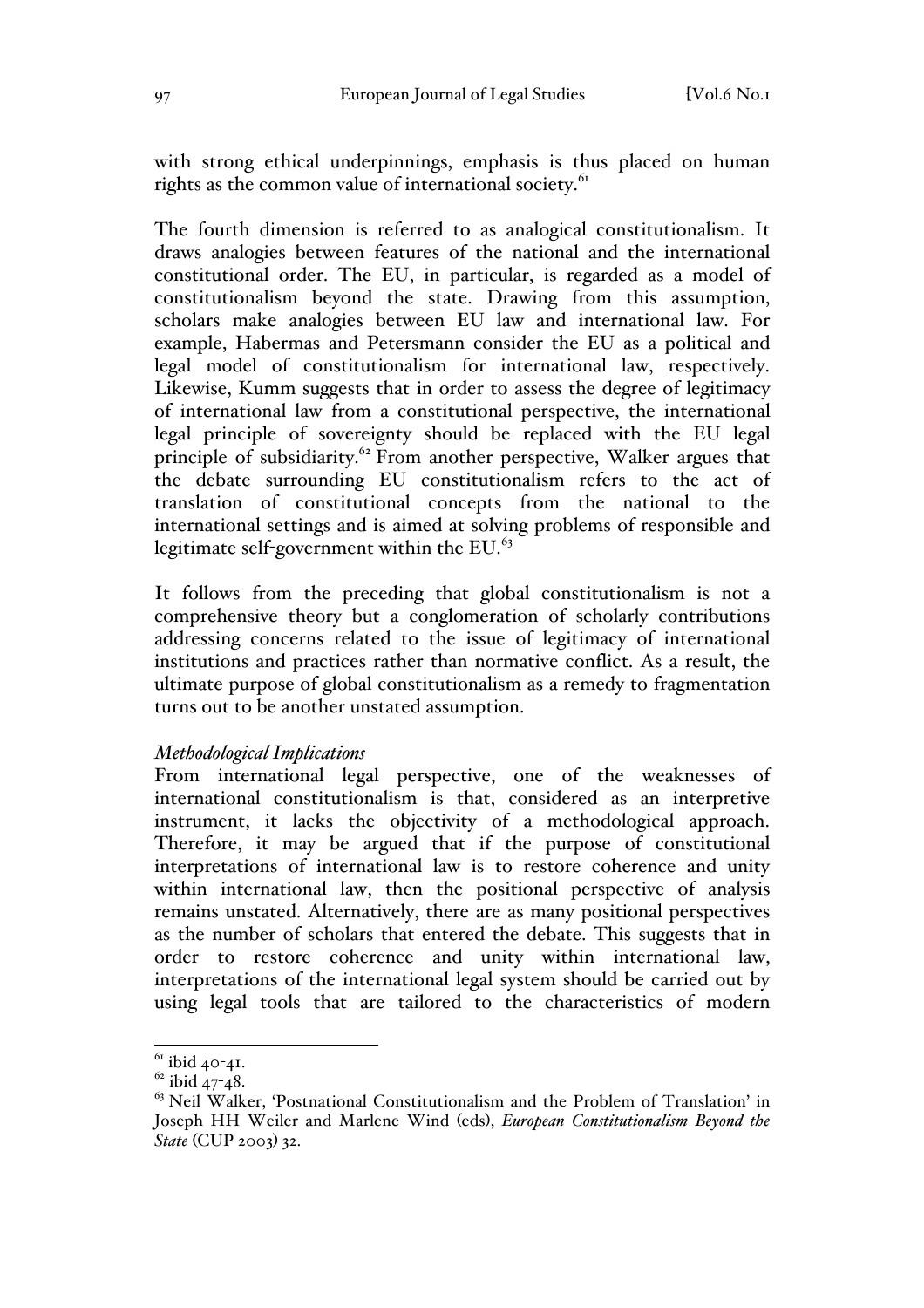with strong ethical underpinnings, emphasis is thus placed on human rights as the common value of international society.[61]

The fourth dimension is referred to as analogical constitutionalism. It draws analogies between features of the national and the international constitutional order. The EU, in particular, is regarded as a model of constitutionalism beyond the state. Drawing from this assumption, scholars make analogies between EU law and international law. For example, Habermas and Petersmann consider the EU as a political and legal model of constitutionalism for international law, respectively. Likewise, Kumm suggests that in order to assess the degree of legitimacy of international law from a constitutional perspective, the international legal principle of sovereignty should be replaced with the EU legal principle of subsidiarity.[62] From another perspective, Walker argues that the debate surrounding EU constitutionalism refers to the act of translation of constitutional concepts from the national to the international settings and is aimed at solving problems of responsible and legitimate self-government within the EU.[63]

It follows from the preceding that global constitutionalism is not a comprehensive theory but a conglomeration of scholarly contributions addressing concerns related to the issue of legitimacy of international institutions and practices rather than normative conflict. As a result, the ultimate purpose of global constitutionalism as a remedy to fragmentation turns out to be another unstated assumption.

*Methodological Implications*

From international legal perspective, one of the weaknesses of international constitutionalism is that, considered as an interpretive instrument, it lacks the objectivity of a methodological approach. Therefore, it may be argued that if the purpose of constitutional interpretations of international law is to restore coherence and unity within international law, then the positional perspective of analysis remains unstated. Alternatively, there are as many positional perspectives as the number of scholars that entered the debate. This suggests that in order to restore coherence and unity within international law, interpretations of the international legal system should be carried out by using legal tools that are tailored to the characteristics of modern

---

[61] ibid 40-41.

[62] ibid 47-48.

[63] Neil Walker, 'Postnational Constitutionalism and the Problem of Translation' in Joseph HH Weiler and Marlene Wind (eds), *European Constitutionalism Beyond the State* (CUP 2003) 32.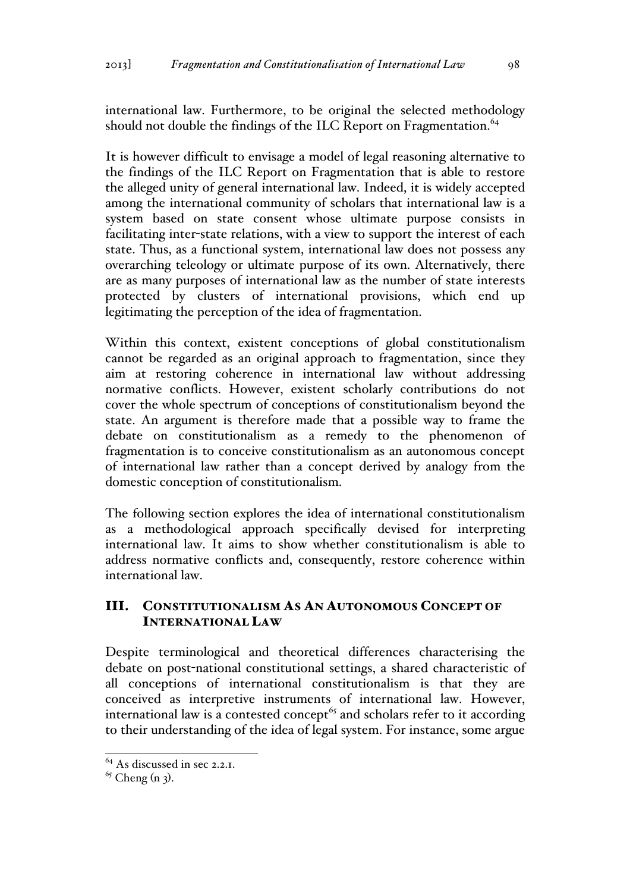international law. Furthermore, to be original the selected methodology should not double the findings of the ILC Report on Fragmentation.[64]

It is however difficult to envisage a model of legal reasoning alternative to the findings of the ILC Report on Fragmentation that is able to restore the alleged unity of general international law. Indeed, it is widely accepted among the international community of scholars that international law is a system based on state consent whose ultimate purpose consists in facilitating inter-state relations, with a view to support the interest of each state. Thus, as a functional system, international law does not possess any overarching teleology or ultimate purpose of its own. Alternatively, there are as many purposes of international law as the number of state interests protected by clusters of international provisions, which end up legitimating the perception of the idea of fragmentation.

Within this context, existent conceptions of global constitutionalism cannot be regarded as an original approach to fragmentation, since they aim at restoring coherence in international law without addressing normative conflicts. However, existent scholarly contributions do not cover the whole spectrum of conceptions of constitutionalism beyond the state. An argument is therefore made that a possible way to frame the debate on constitutionalism as a remedy to the phenomenon of fragmentation is to conceive constitutionalism as an autonomous concept of international law rather than a concept derived by analogy from the domestic conception of constitutionalism.

The following section explores the idea of international constitutionalism as a methodological approach specifically devised for interpreting international law. It aims to show whether constitutionalism is able to address normative conflicts and, consequently, restore coherence within international law.

## III. Constitutionalism As An Autonomous Concept of International Law

Despite terminological and theoretical differences characterising the debate on post-national constitutional settings, a shared characteristic of all conceptions of international constitutionalism is that they are conceived as interpretive instruments of international law. However, international law is a contested concept[65] and scholars refer to it according to their understanding of the idea of legal system. For instance, some argue

[64] As discussed in sec 2.2.1.

[65] Cheng (n 3).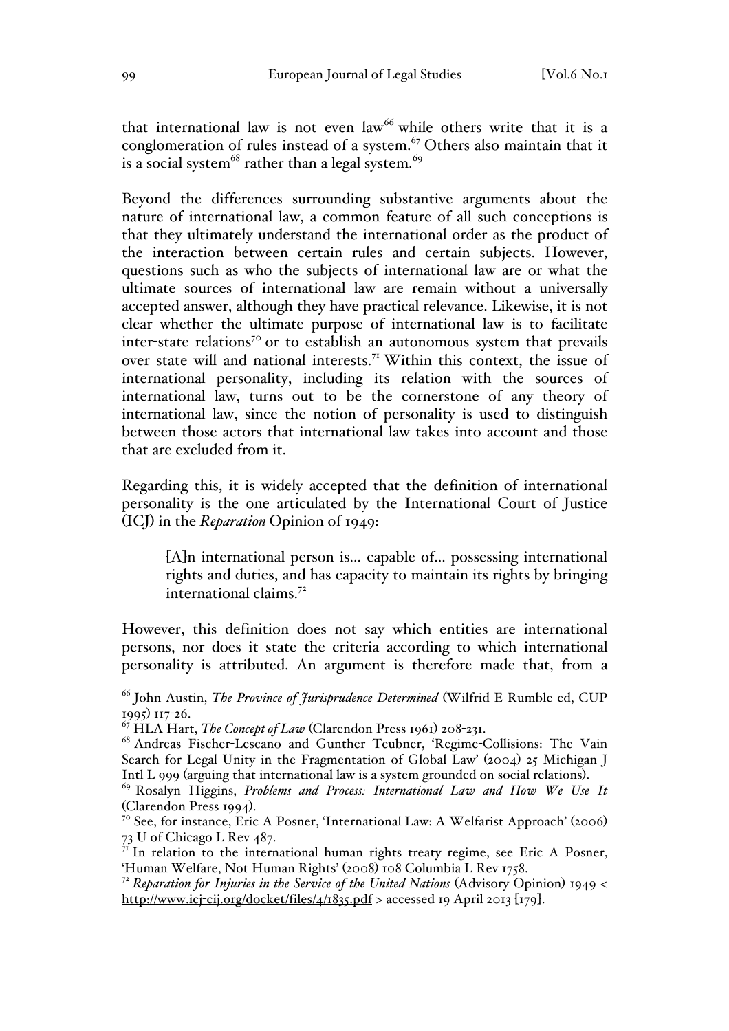that international law is not even law[66] while others write that it is a conglomeration of rules instead of a system.[67] Others also maintain that it is a social system[68] rather than a legal system.[69]

Beyond the differences surrounding substantive arguments about the nature of international law, a common feature of all such conceptions is that they ultimately understand the international order as the product of the interaction between certain rules and certain subjects. However, questions such as who the subjects of international law are or what the ultimate sources of international law are remain without a universally accepted answer, although they have practical relevance. Likewise, it is not clear whether the ultimate purpose of international law is to facilitate inter-state relations[70] or to establish an autonomous system that prevails over state will and national interests.[71] Within this context, the issue of international personality, including its relation with the sources of international law, turns out to be the cornerstone of any theory of international law, since the notion of personality is used to distinguish between those actors that international law takes into account and those that are excluded from it.

Regarding this, it is widely accepted that the definition of international personality is the one articulated by the International Court of Justice (ICJ) in the *Reparation* Opinion of 1949:

> [A]n international person is… capable of… possessing international rights and duties, and has capacity to maintain its rights by bringing international claims.[72]

However, this definition does not say which entities are international persons, nor does it state the criteria according to which international personality is attributed. An argument is therefore made that, from a

---

[66] John Austin, *The Province of Jurisprudence Determined* (Wilfrid E Rumble ed, CUP 1995) 117-26.

[67] HLA Hart, *The Concept of Law* (Clarendon Press 1961) 208-231.

[68] Andreas Fischer-Lescano and Gunther Teubner, 'Regime-Collisions: The Vain Search for Legal Unity in the Fragmentation of Global Law' (2004) 25 Michigan J Intl L 999 (arguing that international law is a system grounded on social relations).

[69] Rosalyn Higgins, *Problems and Process: International Law and How We Use It* (Clarendon Press 1994).

[70] See, for instance, Eric A Posner, 'International Law: A Welfarist Approach' (2006) 73 U of Chicago L Rev 487.

[71] In relation to the international human rights treaty regime, see Eric A Posner, 'Human Welfare, Not Human Rights' (2008) 108 Columbia L Rev 1758.

[72] *Reparation for Injuries in the Service of the United Nations* (Advisory Opinion) 1949 < http://www.icj-cij.org/docket/files/4/1835.pdf > accessed 19 April 2013 [179].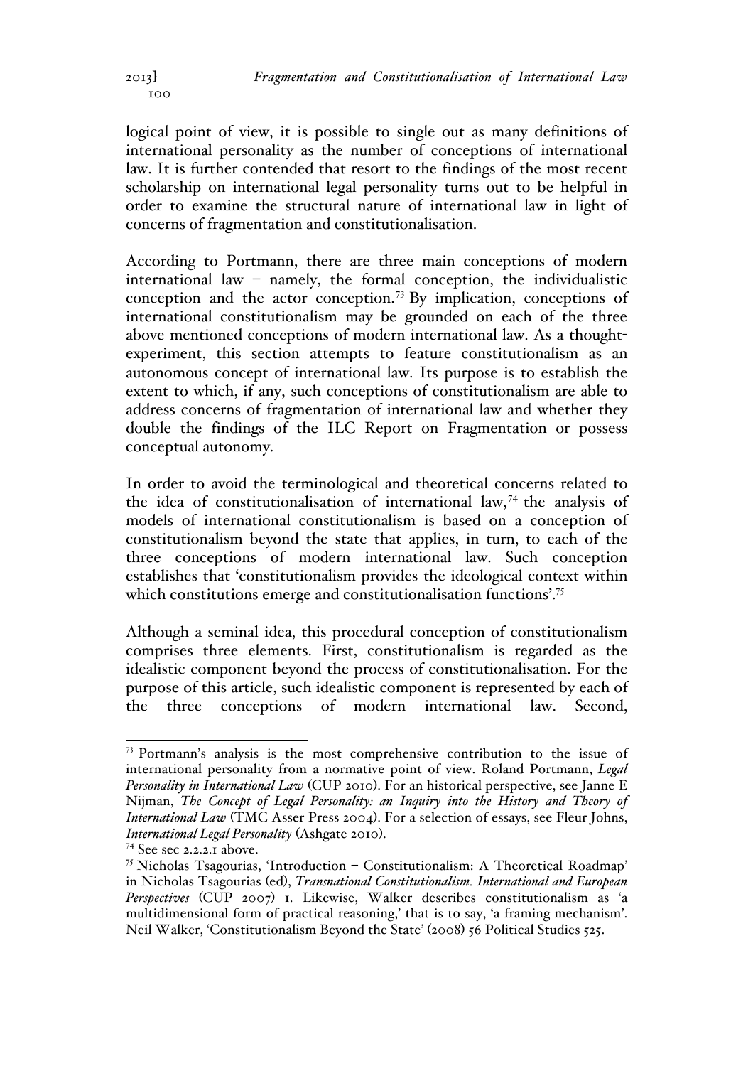logical point of view, it is possible to single out as many definitions of international personality as the number of conceptions of international law. It is further contended that resort to the findings of the most recent scholarship on international legal personality turns out to be helpful in order to examine the structural nature of international law in light of concerns of fragmentation and constitutionalisation.

According to Portmann, there are three main conceptions of modern international law – namely, the formal conception, the individualistic conception and the actor conception.[73] By implication, conceptions of international constitutionalism may be grounded on each of the three above mentioned conceptions of modern international law. As a thought-experiment, this section attempts to feature constitutionalism as an autonomous concept of international law. Its purpose is to establish the extent to which, if any, such conceptions of constitutionalism are able to address concerns of fragmentation of international law and whether they double the findings of the ILC Report on Fragmentation or possess conceptual autonomy.

In order to avoid the terminological and theoretical concerns related to the idea of constitutionalisation of international law,[74] the analysis of models of international constitutionalism is based on a conception of constitutionalism beyond the state that applies, in turn, to each of the three conceptions of modern international law. Such conception establishes that 'constitutionalism provides the ideological context within which constitutions emerge and constitutionalisation functions'.[75]

Although a seminal idea, this procedural conception of constitutionalism comprises three elements. First, constitutionalism is regarded as the idealistic component beyond the process of constitutionalisation. For the purpose of this article, such idealistic component is represented by each of the three conceptions of modern international law. Second,

---

[73] Portmann's analysis is the most comprehensive contribution to the issue of international personality from a normative point of view. Roland Portmann, *Legal Personality in International Law* (CUP 2010). For an historical perspective, see Janne E Nijman, *The Concept of Legal Personality: an Inquiry into the History and Theory of International Law* (TMC Asser Press 2004). For a selection of essays, see Fleur Johns, *International Legal Personality* (Ashgate 2010).

[74] See sec 2.2.2.1 above.

[75] Nicholas Tsagourias, 'Introduction – Constitutionalism: A Theoretical Roadmap' in Nicholas Tsagourias (ed), *Transnational Constitutionalism. International and European Perspectives* (CUP 2007) 1. Likewise, Walker describes constitutionalism as 'a multidimensional form of practical reasoning,' that is to say, 'a framing mechanism'. Neil Walker, 'Constitutionalism Beyond the State' (2008) 56 Political Studies 525.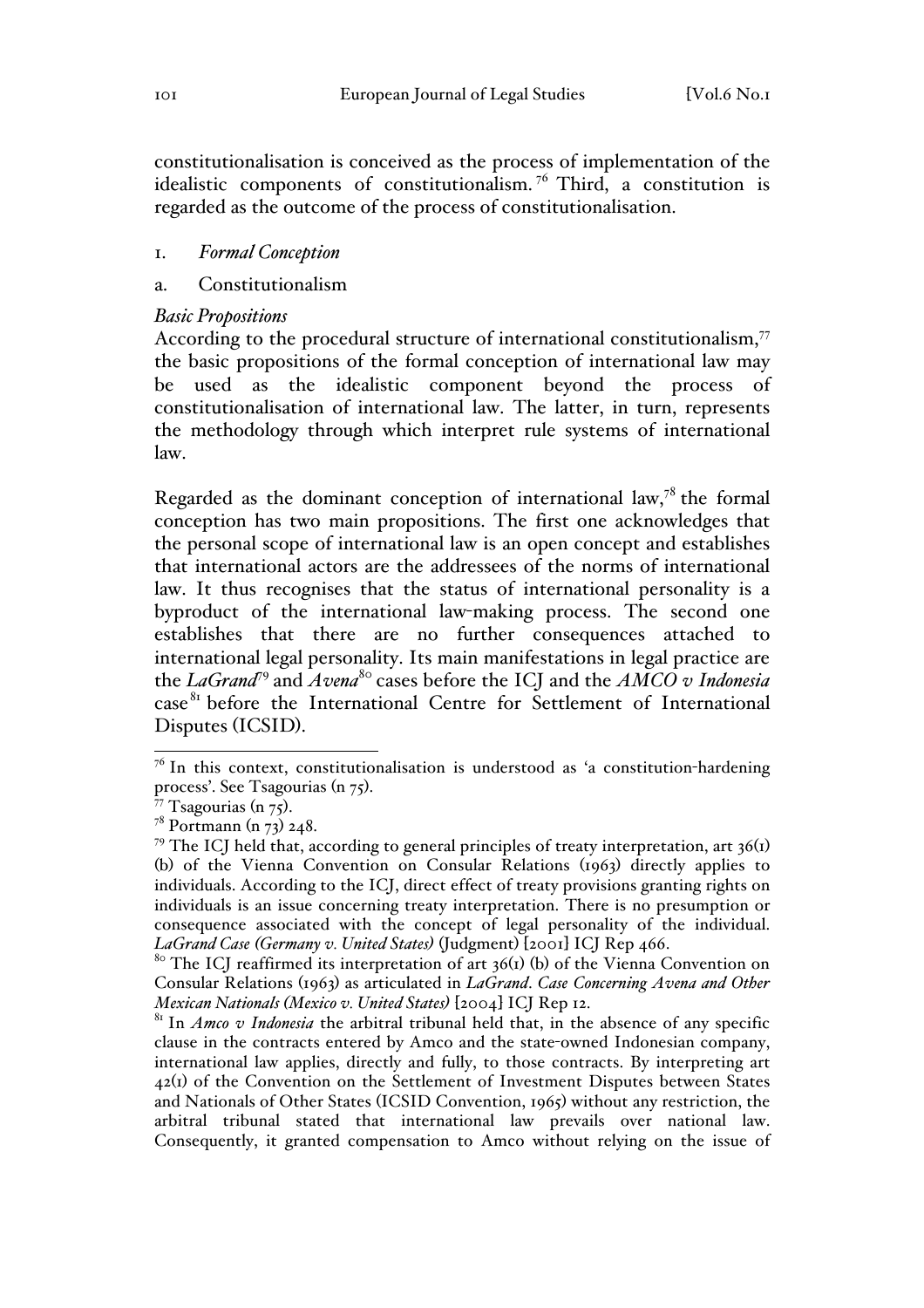constitutionalisation is conceived as the process of implementation of the idealistic components of constitutionalism.[76] Third, a constitution is regarded as the outcome of the process of constitutionalisation.

1. *Formal Conception*

a. Constitutionalism

*Basic Propositions*

According to the procedural structure of international constitutionalism,[77] the basic propositions of the formal conception of international law may be used as the idealistic component beyond the process of constitutionalisation of international law. The latter, in turn, represents the methodology through which interpret rule systems of international law.

Regarded as the dominant conception of international law,[78] the formal conception has two main propositions. The first one acknowledges that the personal scope of international law is an open concept and establishes that international actors are the addressees of the norms of international law. It thus recognises that the status of international personality is a byproduct of the international law-making process. The second one establishes that there are no further consequences attached to international legal personality. Its main manifestations in legal practice are the *LaGrand*[79] and *Avena*[80] cases before the ICJ and the *AMCO v Indonesia* case[81] before the International Centre for Settlement of International Disputes (ICSID).

---

[76] In this context, constitutionalisation is understood as 'a constitution-hardening process'. See Tsagourias (n 75).

[77] Tsagourias (n 75).

[78] Portmann (n 73) 248.

[79] The ICJ held that, according to general principles of treaty interpretation, art 36(1) (b) of the Vienna Convention on Consular Relations (1963) directly applies to individuals. According to the ICJ, direct effect of treaty provisions granting rights on individuals is an issue concerning treaty interpretation. There is no presumption or consequence associated with the concept of legal personality of the individual. *LaGrand Case (Germany v. United States)* (Judgment) [2001] ICJ Rep 466.

[80] The ICJ reaffirmed its interpretation of art 36(1) (b) of the Vienna Convention on Consular Relations (1963) as articulated in *LaGrand*. *Case Concerning Avena and Other Mexican Nationals (Mexico v. United States)* [2004] ICJ Rep 12.

[81] In *Amco v Indonesia* the arbitral tribunal held that, in the absence of any specific clause in the contracts entered by Amco and the state-owned Indonesian company, international law applies, directly and fully, to those contracts. By interpreting art 42(1) of the Convention on the Settlement of Investment Disputes between States and Nationals of Other States (ICSID Convention, 1965) without any restriction, the arbitral tribunal stated that international law prevails over national law. Consequently, it granted compensation to Amco without relying on the issue of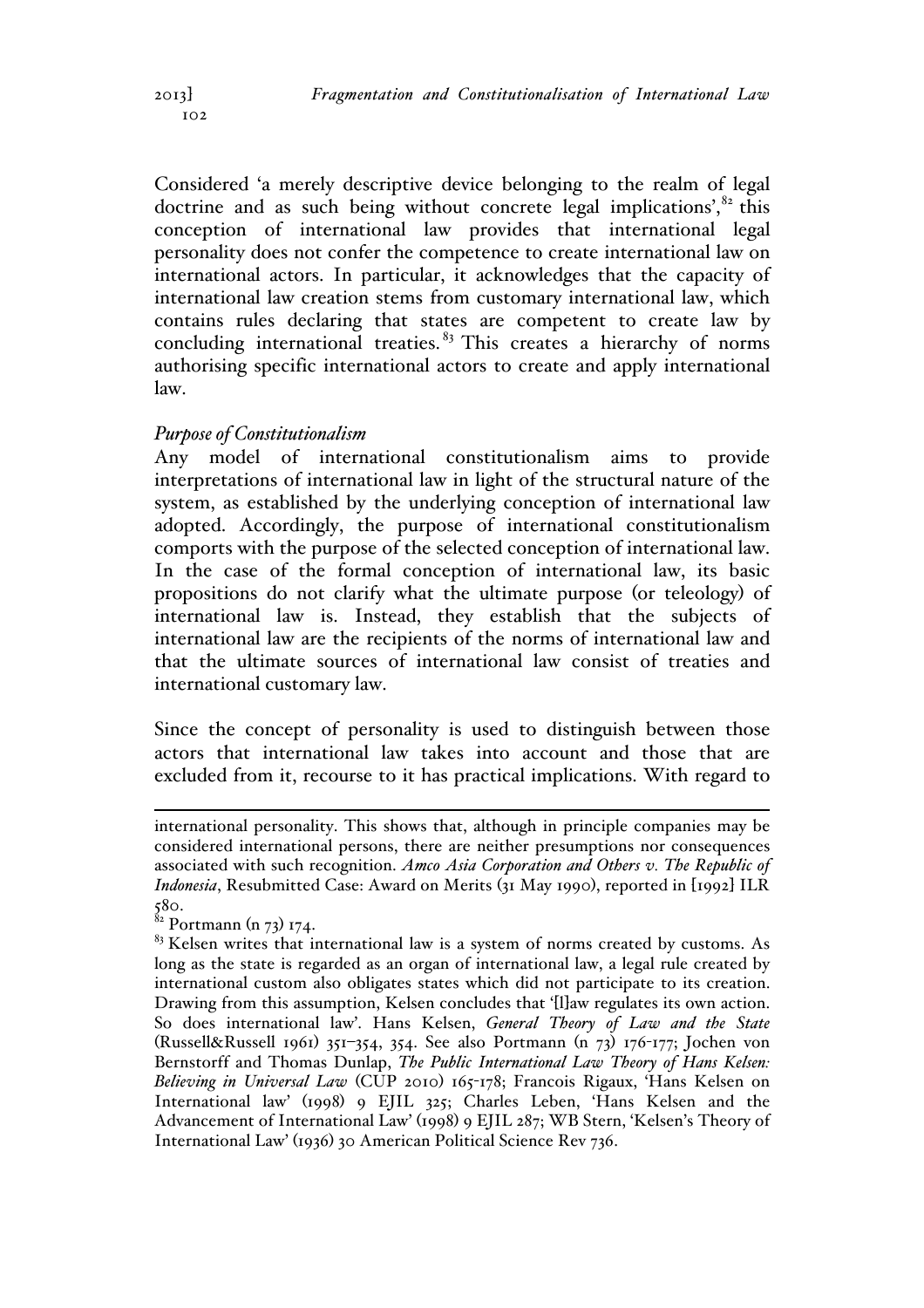Considered 'a merely descriptive device belonging to the realm of legal doctrine and as such being without concrete legal implications',[82] this conception of international law provides that international legal personality does not confer the competence to create international law on international actors. In particular, it acknowledges that the capacity of international law creation stems from customary international law, which contains rules declaring that states are competent to create law by concluding international treaties.[83] This creates a hierarchy of norms authorising specific international actors to create and apply international law.

*Purpose of Constitutionalism*

Any model of international constitutionalism aims to provide interpretations of international law in light of the structural nature of the system, as established by the underlying conception of international law adopted. Accordingly, the purpose of international constitutionalism comports with the purpose of the selected conception of international law. In the case of the formal conception of international law, its basic propositions do not clarify what the ultimate purpose (or teleology) of international law is. Instead, they establish that the subjects of international law are the recipients of the norms of international law and that the ultimate sources of international law consist of treaties and international customary law.

Since the concept of personality is used to distinguish between those actors that international law takes into account and those that are excluded from it, recourse to it has practical implications. With regard to

---

international personality. This shows that, although in principle companies may be considered international persons, there are neither presumptions nor consequences associated with such recognition. *Amco Asia Corporation and Others v. The Republic of Indonesia*, Resubmitted Case: Award on Merits (31 May 1990), reported in [1992] ILR 580.

[82] Portmann (n 73) 174.

[83] Kelsen writes that international law is a system of norms created by customs. As long as the state is regarded as an organ of international law, a legal rule created by international custom also obligates states which did not participate to its creation. Drawing from this assumption, Kelsen concludes that '[l]aw regulates its own action. So does international law'. Hans Kelsen, *General Theory of Law and the State* (Russell&Russell 1961) 351–354, 354. See also Portmann (n 73) 176-177; Jochen von Bernstorff and Thomas Dunlap, *The Public International Law Theory of Hans Kelsen: Believing in Universal Law* (CUP 2010) 165-178; Francois Rigaux, 'Hans Kelsen on International law' (1998) 9 EJIL 325; Charles Leben, 'Hans Kelsen and the Advancement of International Law' (1998) 9 EJIL 287; WB Stern, 'Kelsen's Theory of International Law' (1936) 30 American Political Science Rev 736.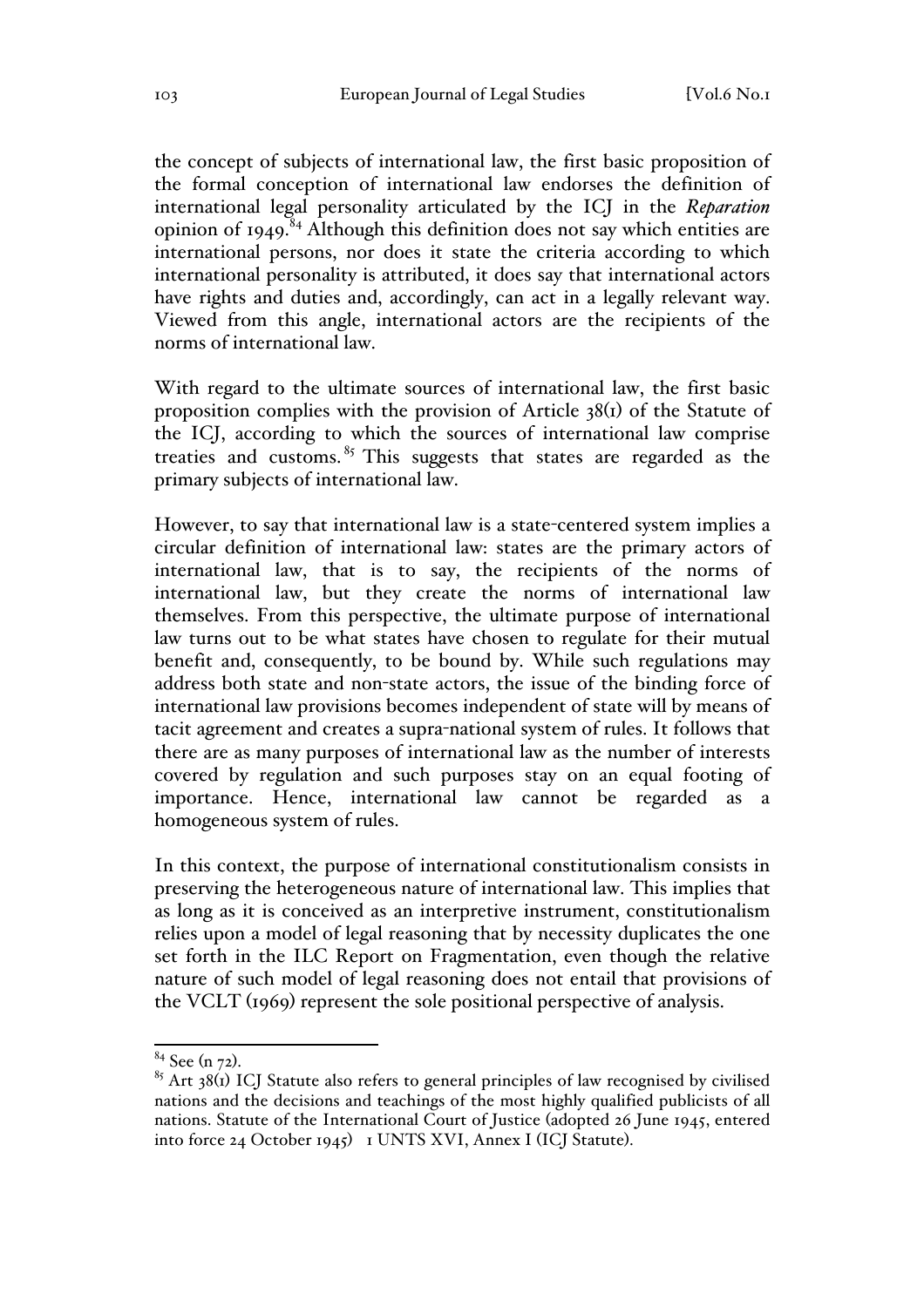the concept of subjects of international law, the first basic proposition of the formal conception of international law endorses the definition of international legal personality articulated by the ICJ in the *Reparation* opinion of 1949.[84] Although this definition does not say which entities are international persons, nor does it state the criteria according to which international personality is attributed, it does say that international actors have rights and duties and, accordingly, can act in a legally relevant way. Viewed from this angle, international actors are the recipients of the norms of international law.

With regard to the ultimate sources of international law, the first basic proposition complies with the provision of Article 38(1) of the Statute of the ICJ, according to which the sources of international law comprise treaties and customs.[85] This suggests that states are regarded as the primary subjects of international law.

However, to say that international law is a state-centered system implies a circular definition of international law: states are the primary actors of international law, that is to say, the recipients of the norms of international law, but they create the norms of international law themselves. From this perspective, the ultimate purpose of international law turns out to be what states have chosen to regulate for their mutual benefit and, consequently, to be bound by. While such regulations may address both state and non-state actors, the issue of the binding force of international law provisions becomes independent of state will by means of tacit agreement and creates a supra-national system of rules. It follows that there are as many purposes of international law as the number of interests covered by regulation and such purposes stay on an equal footing of importance. Hence, international law cannot be regarded as a homogeneous system of rules.

In this context, the purpose of international constitutionalism consists in preserving the heterogeneous nature of international law. This implies that as long as it is conceived as an interpretive instrument, constitutionalism relies upon a model of legal reasoning that by necessity duplicates the one set forth in the ILC Report on Fragmentation, even though the relative nature of such model of legal reasoning does not entail that provisions of the VCLT (1969) represent the sole positional perspective of analysis.

---

[84] See (n 72).

[85] Art 38(1) ICJ Statute also refers to general principles of law recognised by civilised nations and the decisions and teachings of the most highly qualified publicists of all nations. Statute of the International Court of Justice (adopted 26 June 1945, entered into force 24 October 1945) 1 UNTS XVI, Annex I (ICJ Statute).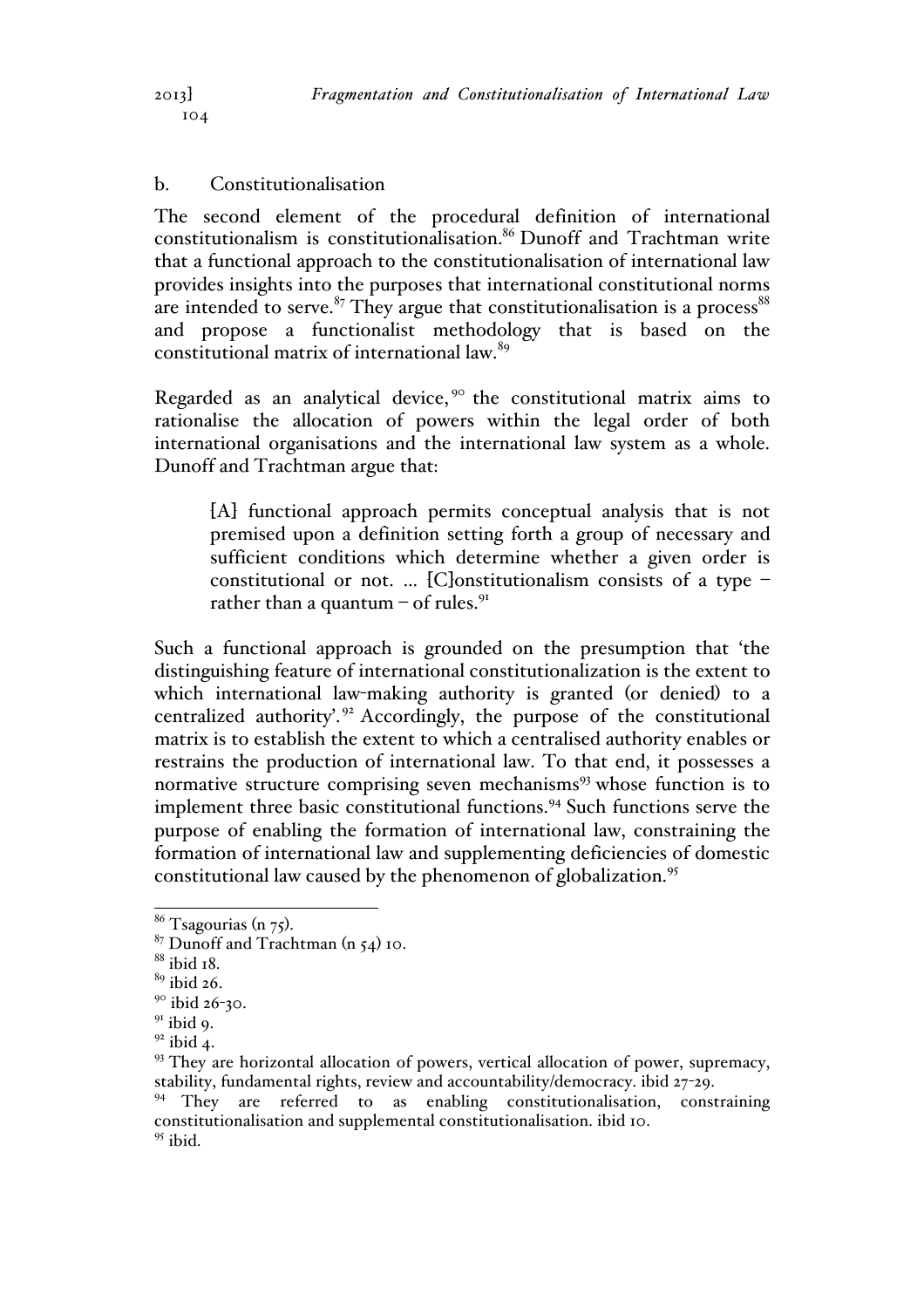### b. Constitutionalisation

The second element of the procedural definition of international constitutionalism is constitutionalisation.[86] Dunoff and Trachtman write that a functional approach to the constitutionalisation of international law provides insights into the purposes that international constitutional norms are intended to serve.[87] They argue that constitutionalisation is a process[88] and propose a functionalist methodology that is based on the constitutional matrix of international law.[89]

Regarded as an analytical device,[90] the constitutional matrix aims to rationalise the allocation of powers within the legal order of both international organisations and the international law system as a whole. Dunoff and Trachtman argue that:

> [A] functional approach permits conceptual analysis that is not premised upon a definition setting forth a group of necessary and sufficient conditions which determine whether a given order is constitutional or not. … [C]onstitutionalism consists of a type – rather than a quantum – of rules.[91]

Such a functional approach is grounded on the presumption that 'the distinguishing feature of international constitutionalization is the extent to which international law-making authority is granted (or denied) to a centralized authority'.[92] Accordingly, the purpose of the constitutional matrix is to establish the extent to which a centralised authority enables or restrains the production of international law. To that end, it possesses a normative structure comprising seven mechanisms[93] whose function is to implement three basic constitutional functions.[94] Such functions serve the purpose of enabling the formation of international law, constraining the formation of international law and supplementing deficiencies of domestic constitutional law caused by the phenomenon of globalization.[95]

---

[86] Tsagourias (n 75).

[87] Dunoff and Trachtman (n 54) 10.

[88] ibid 18.

[89] ibid 26.

[90] ibid 26-30.

[91] ibid 9.

[92] ibid 4.

[93] They are horizontal allocation of powers, vertical allocation of power, supremacy, stability, fundamental rights, review and accountability/democracy. ibid 27-29.

[94] They are referred to as enabling constitutionalisation, constraining constitutionalisation and supplemental constitutionalisation. ibid 10.

[95] ibid.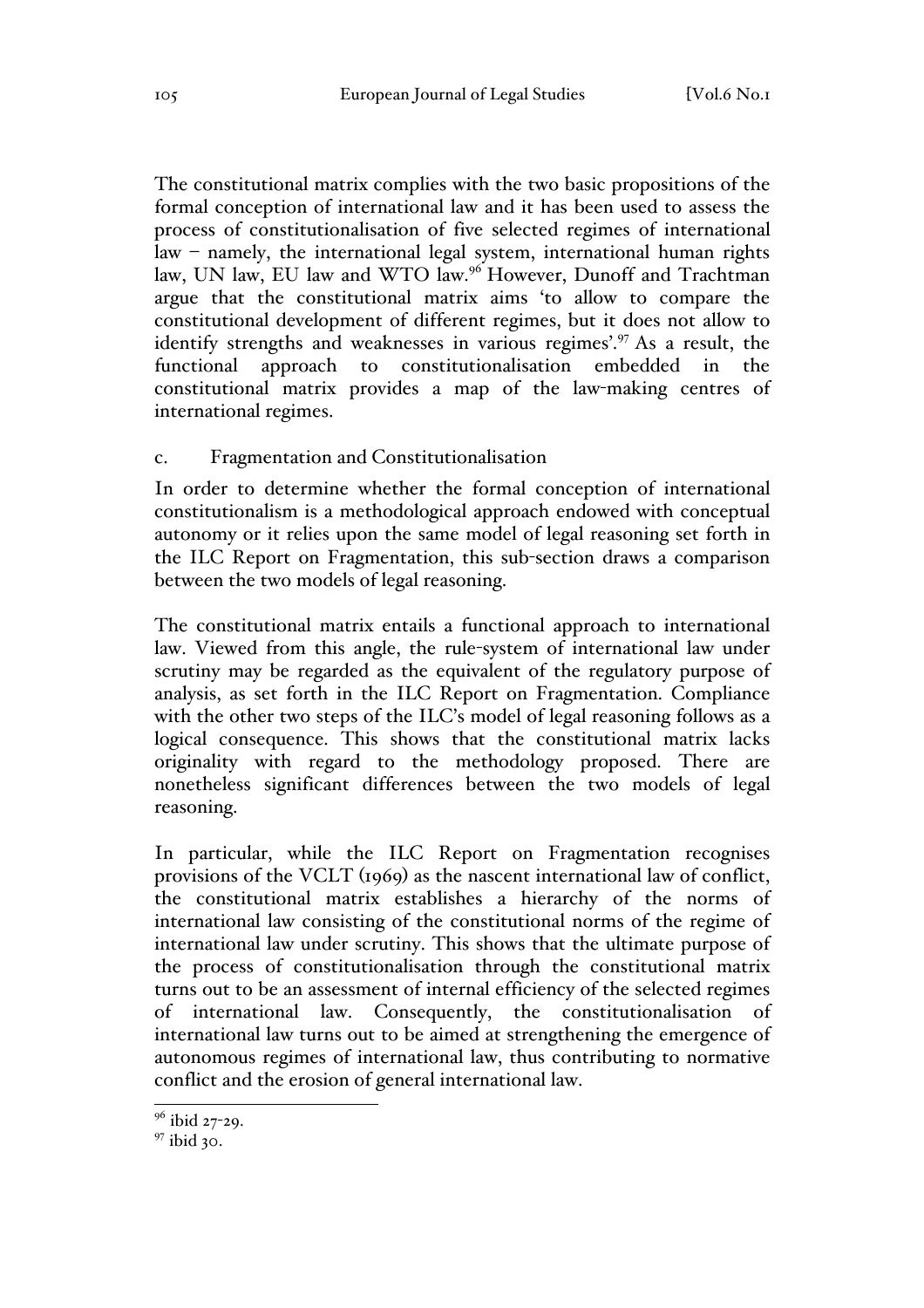The constitutional matrix complies with the two basic propositions of the formal conception of international law and it has been used to assess the process of constitutionalisation of five selected regimes of international law – namely, the international legal system, international human rights law, UN law, EU law and WTO law.[96] However, Dunoff and Trachtman argue that the constitutional matrix aims 'to allow to compare the constitutional development of different regimes, but it does not allow to identify strengths and weaknesses in various regimes'.[97] As a result, the functional approach to constitutionalisation embedded in the constitutional matrix provides a map of the law-making centres of international regimes.

### c. Fragmentation and Constitutionalisation

In order to determine whether the formal conception of international constitutionalism is a methodological approach endowed with conceptual autonomy or it relies upon the same model of legal reasoning set forth in the ILC Report on Fragmentation, this sub-section draws a comparison between the two models of legal reasoning.

The constitutional matrix entails a functional approach to international law. Viewed from this angle, the rule-system of international law under scrutiny may be regarded as the equivalent of the regulatory purpose of analysis, as set forth in the ILC Report on Fragmentation. Compliance with the other two steps of the ILC's model of legal reasoning follows as a logical consequence. This shows that the constitutional matrix lacks originality with regard to the methodology proposed. There are nonetheless significant differences between the two models of legal reasoning.

In particular, while the ILC Report on Fragmentation recognises provisions of the VCLT (1969) as the nascent international law of conflict, the constitutional matrix establishes a hierarchy of the norms of international law consisting of the constitutional norms of the regime of international law under scrutiny. This shows that the ultimate purpose of the process of constitutionalisation through the constitutional matrix turns out to be an assessment of internal efficiency of the selected regimes of international law. Consequently, the constitutionalisation of international law turns out to be aimed at strengthening the emergence of autonomous regimes of international law, thus contributing to normative conflict and the erosion of general international law.

---

[96] ibid 27-29.

[97] ibid 30.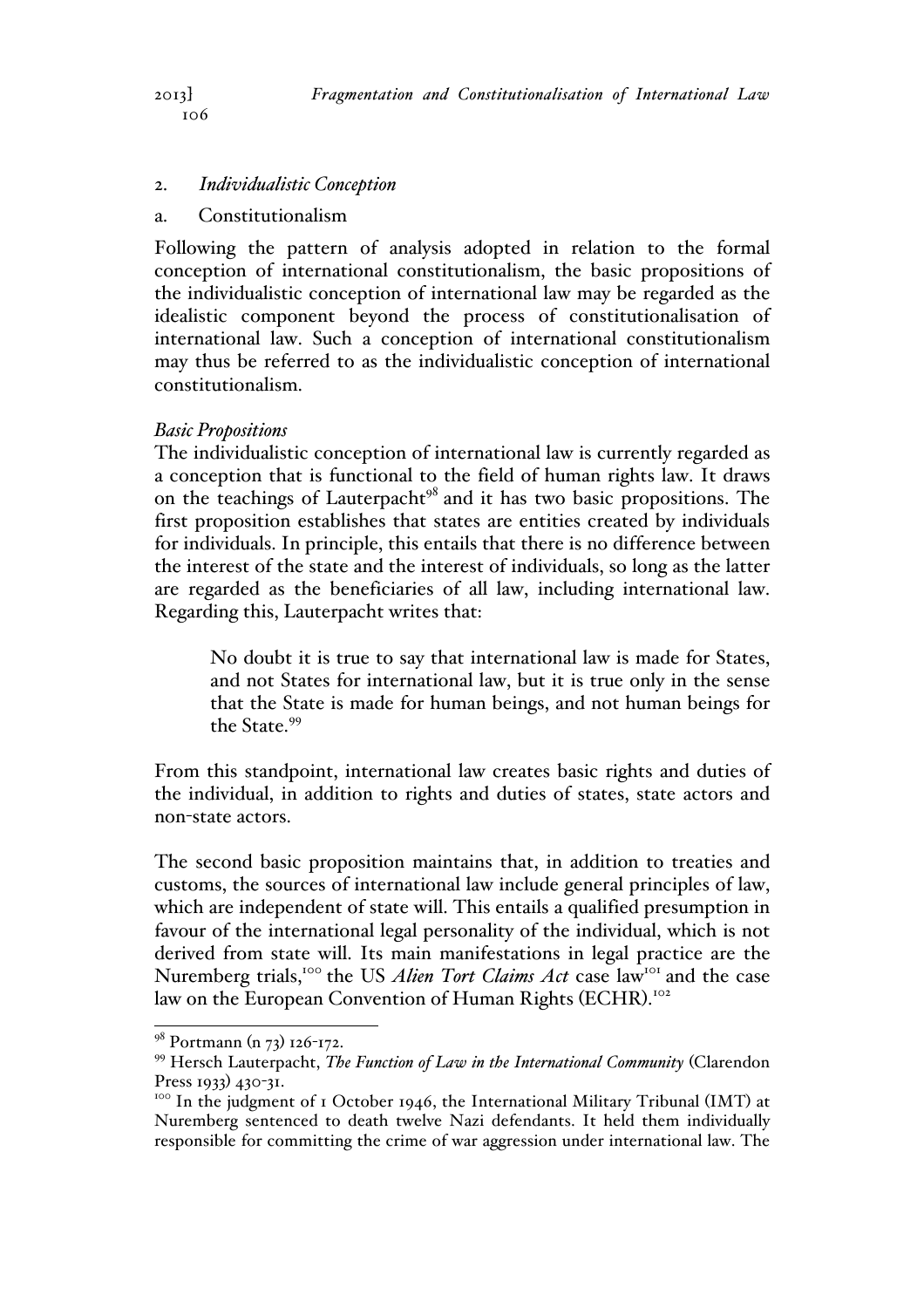## 2. *Individualistic Conception*

### a. Constitutionalism

Following the pattern of analysis adopted in relation to the formal conception of international constitutionalism, the basic propositions of the individualistic conception of international law may be regarded as the idealistic component beyond the process of constitutionalisation of international law. Such a conception of international constitutionalism may thus be referred to as the individualistic conception of international constitutionalism.

*Basic Propositions*

The individualistic conception of international law is currently regarded as a conception that is functional to the field of human rights law. It draws on the teachings of Lauterpacht[98] and it has two basic propositions. The first proposition establishes that states are entities created by individuals for individuals. In principle, this entails that there is no difference between the interest of the state and the interest of individuals, so long as the latter are regarded as the beneficiaries of all law, including international law. Regarding this, Lauterpacht writes that:

> No doubt it is true to say that international law is made for States, and not States for international law, but it is true only in the sense that the State is made for human beings, and not human beings for the State.[99]

From this standpoint, international law creates basic rights and duties of the individual, in addition to rights and duties of states, state actors and non-state actors.

The second basic proposition maintains that, in addition to treaties and customs, the sources of international law include general principles of law, which are independent of state will. This entails a qualified presumption in favour of the international legal personality of the individual, which is not derived from state will. Its main manifestations in legal practice are the Nuremberg trials,[100] the US *Alien Tort Claims Act* case law[101] and the case law on the European Convention of Human Rights (ECHR).[102]

---

[98] Portmann (n 73) 126-172.

[99] Hersch Lauterpacht, *The Function of Law in the International Community* (Clarendon Press 1933) 430-31.

[100] In the judgment of 1 October 1946, the International Military Tribunal (IMT) at Nuremberg sentenced to death twelve Nazi defendants. It held them individually responsible for committing the crime of war aggression under international law. The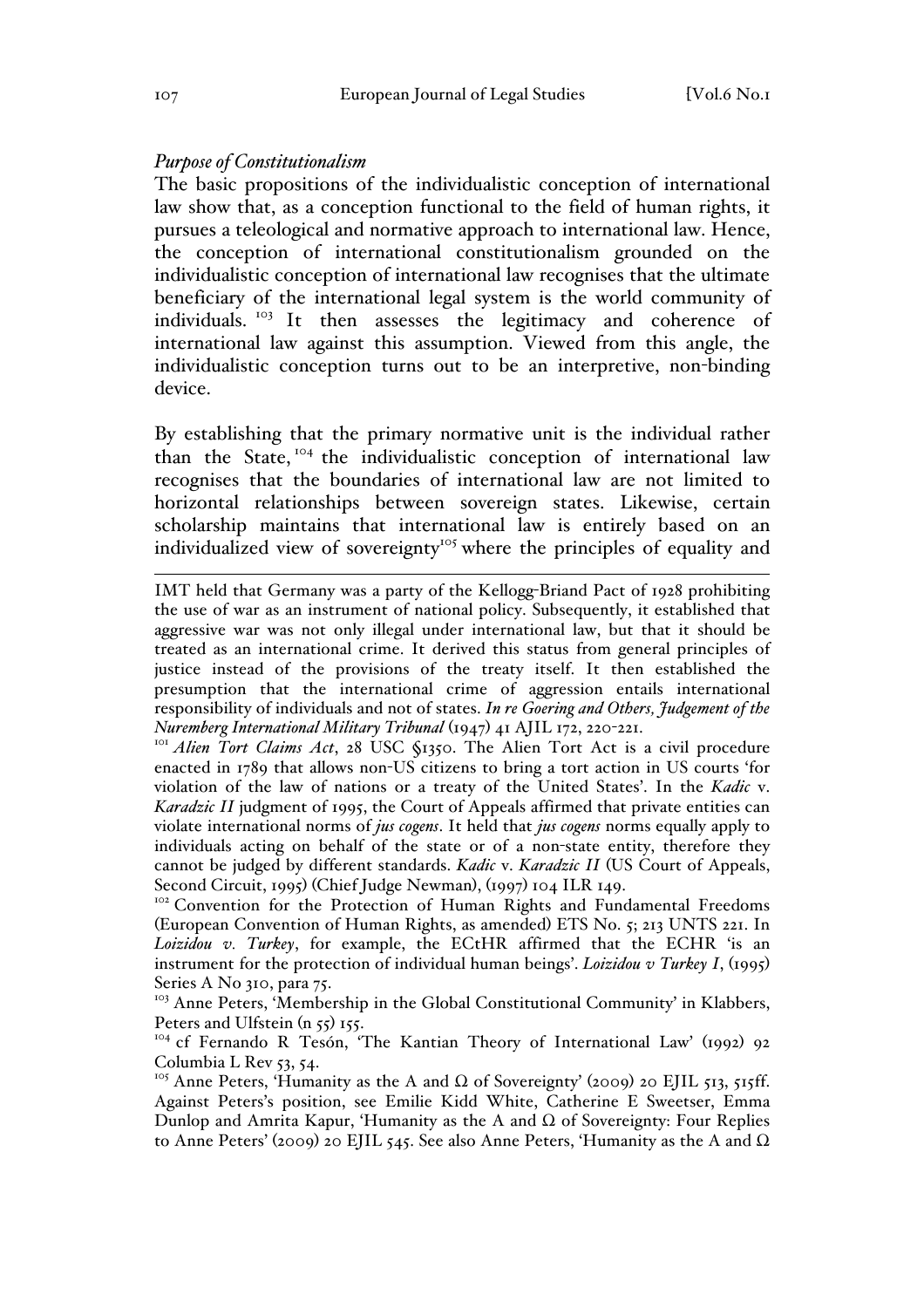*Purpose of Constitutionalism*

The basic propositions of the individualistic conception of international law show that, as a conception functional to the field of human rights, it pursues a teleological and normative approach to international law. Hence, the conception of international constitutionalism grounded on the individualistic conception of international law recognises that the ultimate beneficiary of the international legal system is the world community of individuals.[103] It then assesses the legitimacy and coherence of international law against this assumption. Viewed from this angle, the individualistic conception turns out to be an interpretive, non-binding device.

By establishing that the primary normative unit is the individual rather than the State,[104] the individualistic conception of international law recognises that the boundaries of international law are not limited to horizontal relationships between sovereign states. Likewise, certain scholarship maintains that international law is entirely based on an individualized view of sovereignty[105] where the principles of equality and

---

IMT held that Germany was a party of the Kellogg-Briand Pact of 1928 prohibiting the use of war as an instrument of national policy. Subsequently, it established that aggressive war was not only illegal under international law, but that it should be treated as an international crime. It derived this status from general principles of justice instead of the provisions of the treaty itself. It then established the presumption that the international crime of aggression entails international responsibility of individuals and not of states. ***In re Goering and Others, Judgement of the Nuremberg International Military Tribunal*** (1947) 41 AJIL 172, 220-221.

[101] *Alien Tort Claims Act*, 28 USC §1350. The Alien Tort Act is a civil procedure enacted in 1789 that allows non-US citizens to bring a tort action in US courts 'for violation of the law of nations or a treaty of the United States'. In the *Kadic* v. *Karadzic II* judgment of 1995, the Court of Appeals affirmed that private entities can violate international norms of *jus cogens*. It held that *jus cogens* norms equally apply to individuals acting on behalf of the state or of a non-state entity, therefore they cannot be judged by different standards. *Kadic* v. *Karadzic II* (US Court of Appeals, Second Circuit, 1995) (Chief Judge Newman), (1997) 104 ILR 149.

[102] Convention for the Protection of Human Rights and Fundamental Freedoms (European Convention of Human Rights, as amended) ETS No. 5; 213 UNTS 221. In *Loizidou v. Turkey*, for example, the ECtHR affirmed that the ECHR 'is an instrument for the protection of individual human beings'. *Loizidou v Turkey I*, (1995) Series A No 310, para 75.

[103] Anne Peters, 'Membership in the Global Constitutional Community' in Klabbers, Peters and Ulfstein (n 55) 155.

[104] cf Fernando R Tesón, 'The Kantian Theory of International Law' (1992) 92 Columbia L Rev 53, 54.

[105] Anne Peters, 'Humanity as the A and Ω of Sovereignty' (2009) 20 EJIL 513, 515ff. Against Peters's position, see Emilie Kidd White, Catherine E Sweetser, Emma Dunlop and Amrita Kapur, 'Humanity as the A and Ω of Sovereignty: Four Replies to Anne Peters' (2009) 20 EJIL 545. See also Anne Peters, 'Humanity as the A and Ω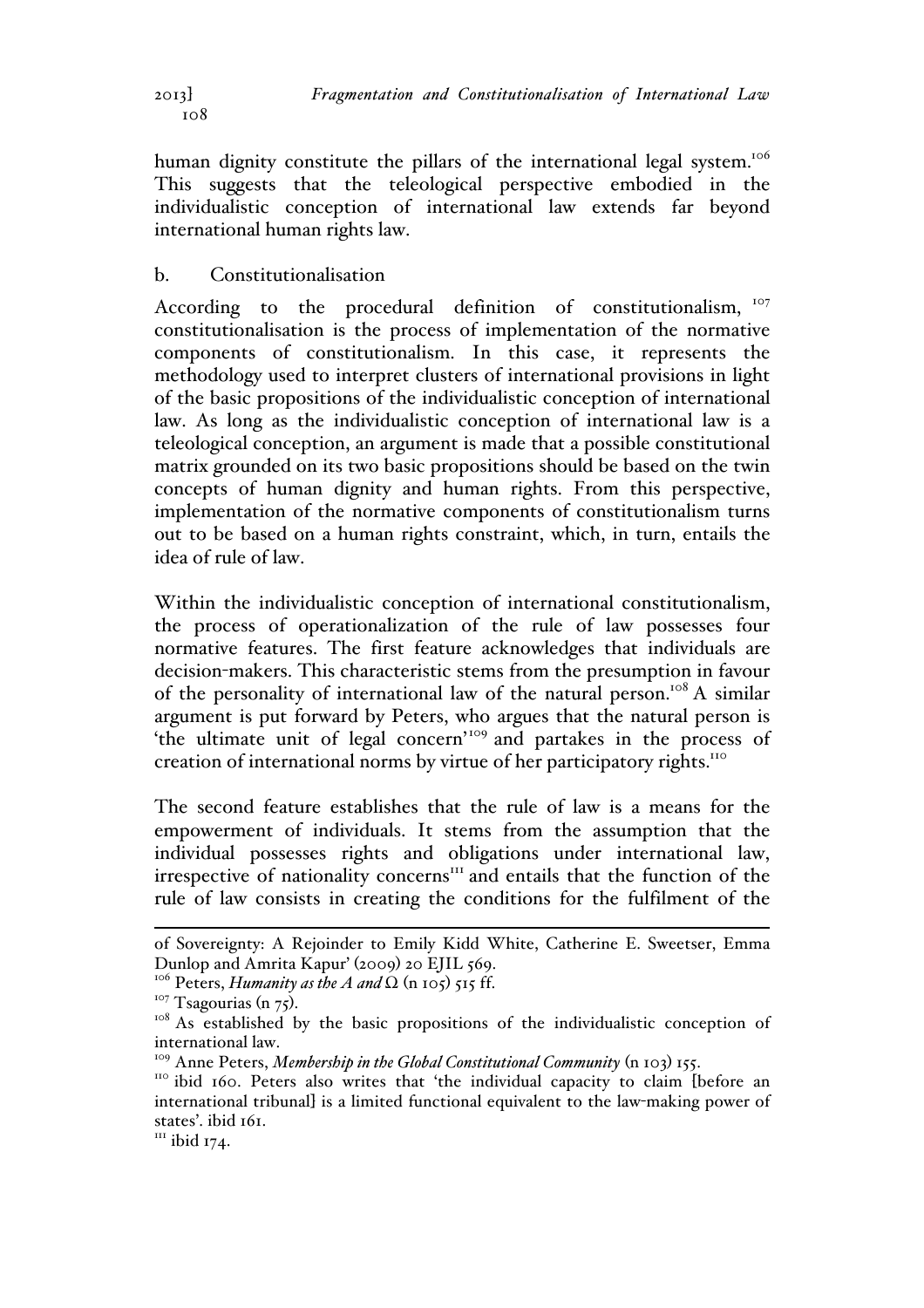human dignity constitute the pillars of the international legal system.[106] This suggests that the teleological perspective embodied in the individualistic conception of international law extends far beyond international human rights law.

### b. Constitutionalisation

According to the procedural definition of constitutionalism, [107] constitutionalisation is the process of implementation of the normative components of constitutionalism. In this case, it represents the methodology used to interpret clusters of international provisions in light of the basic propositions of the individualistic conception of international law. As long as the individualistic conception of international law is a teleological conception, an argument is made that a possible constitutional matrix grounded on its two basic propositions should be based on the twin concepts of human dignity and human rights. From this perspective, implementation of the normative components of constitutionalism turns out to be based on a human rights constraint, which, in turn, entails the idea of rule of law.

Within the individualistic conception of international constitutionalism, the process of operationalization of the rule of law possesses four normative features. The first feature acknowledges that individuals are decision-makers. This characteristic stems from the presumption in favour of the personality of international law of the natural person.[108] A similar argument is put forward by Peters, who argues that the natural person is 'the ultimate unit of legal concern'[109] and partakes in the process of creation of international norms by virtue of her participatory rights.[110]

The second feature establishes that the rule of law is a means for the empowerment of individuals. It stems from the assumption that the individual possesses rights and obligations under international law, irrespective of nationality concerns[111] and entails that the function of the rule of law consists in creating the conditions for the fulfilment of the

---

of Sovereignty: A Rejoinder to Emily Kidd White, Catherine E. Sweetser, Emma Dunlop and Amrita Kapur' (2009) 20 EJIL 569.

[106] Peters, *Humanity as the A and Ω* (n 105) 515 ff.

[107] Tsagourias (n 75).

[108] As established by the basic propositions of the individualistic conception of international law.

[109] Anne Peters, *Membership in the Global Constitutional Community* (n 103) 155.

[110] ibid 160. Peters also writes that 'the individual capacity to claim [before an international tribunal] is a limited functional equivalent to the law-making power of states'. ibid 161.

[111] ibid 174.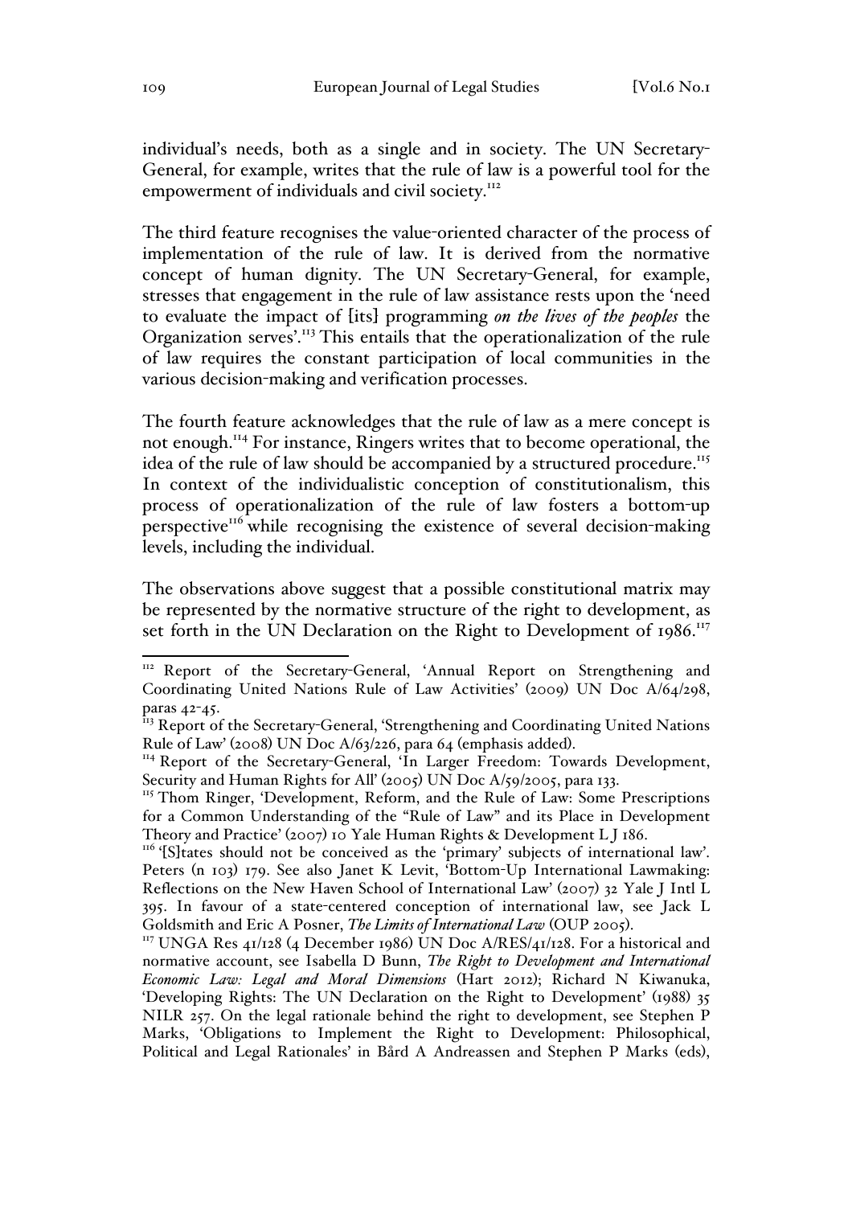individual's needs, both as a single and in society. The UN Secretary-General, for example, writes that the rule of law is a powerful tool for the empowerment of individuals and civil society.[112]

The third feature recognises the value-oriented character of the process of implementation of the rule of law. It is derived from the normative concept of human dignity. The UN Secretary-General, for example, stresses that engagement in the rule of law assistance rests upon the 'need to evaluate the impact of [its] programming *on the lives of the peoples* the Organization serves'.[113] This entails that the operationalization of the rule of law requires the constant participation of local communities in the various decision-making and verification processes.

The fourth feature acknowledges that the rule of law as a mere concept is not enough.[114] For instance, Ringers writes that to become operational, the idea of the rule of law should be accompanied by a structured procedure.[115] In context of the individualistic conception of constitutionalism, this process of operationalization of the rule of law fosters a bottom-up perspective[116] while recognising the existence of several decision-making levels, including the individual.

The observations above suggest that a possible constitutional matrix may be represented by the normative structure of the right to development, as set forth in the UN Declaration on the Right to Development of 1986.[117]

---

[112] Report of the Secretary-General, 'Annual Report on Strengthening and Coordinating United Nations Rule of Law Activities' (2009) UN Doc A/64/298, paras 42-45.

[113] Report of the Secretary-General, 'Strengthening and Coordinating United Nations Rule of Law' (2008) UN Doc A/63/226, para 64 (emphasis added).

[114] Report of the Secretary-General, 'In Larger Freedom: Towards Development, Security and Human Rights for All' (2005) UN Doc A/59/2005, para 133.

[115] Thom Ringer, 'Development, Reform, and the Rule of Law: Some Prescriptions for a Common Understanding of the "Rule of Law" and its Place in Development Theory and Practice' (2007) 10 Yale Human Rights & Development L J 186.

[116] '[S]tates should not be conceived as the 'primary' subjects of international law'. Peters (n 103) 179. See also Janet K Levit, 'Bottom-Up International Lawmaking: Reflections on the New Haven School of International Law' (2007) 32 Yale J Intl L 395. In favour of a state-centered conception of international law, see Jack L Goldsmith and Eric A Posner, *The Limits of International Law* (OUP 2005).

[117] UNGA Res 41/128 (4 December 1986) UN Doc A/RES/41/128. For a historical and normative account, see Isabella D Bunn, *The Right to Development and International Economic Law: Legal and Moral Dimensions* (Hart 2012); Richard N Kiwanuka, 'Developing Rights: The UN Declaration on the Right to Development' (1988) 35 NILR 257. On the legal rationale behind the right to development, see Stephen P Marks, 'Obligations to Implement the Right to Development: Philosophical, Political and Legal Rationales' in Bård A Andreassen and Stephen P Marks (eds),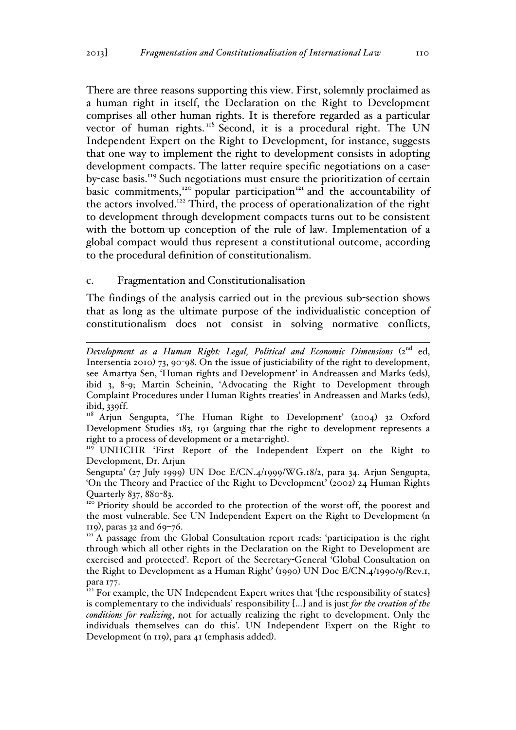There are three reasons supporting this view. First, solemnly proclaimed as a human right in itself, the Declaration on the Right to Development comprises all other human rights. It is therefore regarded as a particular vector of human rights.[118] Second, it is a procedural right. The UN Independent Expert on the Right to Development, for instance, suggests that one way to implement the right to development consists in adopting development compacts. The latter require specific negotiations on a case-by-case basis.[119] Such negotiations must ensure the prioritization of certain basic commitments,[120] popular participation[121] and the accountability of the actors involved.[122] Third, the process of operationalization of the right to development through development compacts turns out to be consistent with the bottom-up conception of the rule of law. Implementation of a global compact would thus represent a constitutional outcome, according to the procedural definition of constitutionalism.

### c. Fragmentation and Constitutionalisation

The findings of the analysis carried out in the previous sub-section shows that as long as the ultimate purpose of the individualistic conception of constitutionalism does not consist in solving normative conflicts,

---

*Development as a Human Right: Legal, Political and Economic Dimensions* (2nd ed, Intersentia 2010) 73, 90-98. On the issue of justiciability of the right to development, see Amartya Sen, 'Human rights and Development' in Andreassen and Marks (eds), ibid 3, 8-9; Martin Scheinin, 'Advocating the Right to Development through Complaint Procedures under Human Rights treaties' in Andreassen and Marks (eds), ibid, 339ff.

[118] Arjun Sengupta, 'The Human Right to Development' (2004) 32 Oxford Development Studies 183, 191 (arguing that the right to development represents a right to a process of development or a meta-right).

[119] UNHCHR 'First Report of the Independent Expert on the Right to Development, Dr. Arjun Sengupta' (27 July 1999) UN Doc E/CN.4/1999/WG.18/2, para 34. Arjun Sengupta, 'On the Theory and Practice of the Right to Development' (2002) 24 Human Rights Quarterly 837, 880-83.

[120] Priority should be accorded to the protection of the worst-off, the poorest and the most vulnerable. See UN Independent Expert on the Right to Development (n 119), paras 32 and 69–76.

[121] A passage from the Global Consultation report reads: 'participation is the right through which all other rights in the Declaration on the Right to Development are exercised and protected'. Report of the Secretary-General 'Global Consultation on the Right to Development as a Human Right' (1990) UN Doc E/CN.4/1990/9/Rev.1, para 177.

[122] For example, the UN Independent Expert writes that '[the responsibility of states] is complementary to the individuals' responsibility […] and is just *for the creation of the conditions for realizing*, not for actually realizing the right to development. Only the individuals themselves can do this'. UN Independent Expert on the Right to Development (n 119), para 41 (emphasis added).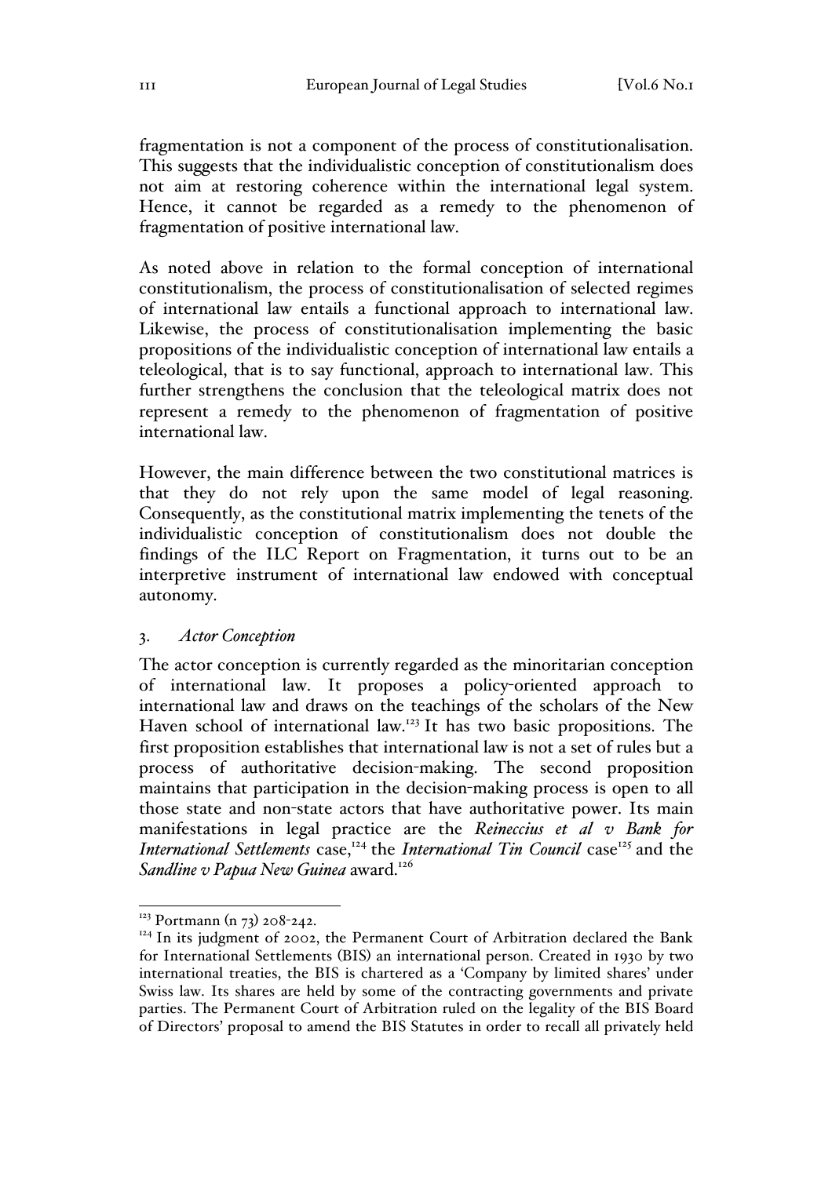fragmentation is not a component of the process of constitutionalisation. This suggests that the individualistic conception of constitutionalism does not aim at restoring coherence within the international legal system. Hence, it cannot be regarded as a remedy to the phenomenon of fragmentation of positive international law.

As noted above in relation to the formal conception of international constitutionalism, the process of constitutionalisation of selected regimes of international law entails a functional approach to international law. Likewise, the process of constitutionalisation implementing the basic propositions of the individualistic conception of international law entails a teleological, that is to say functional, approach to international law. This further strengthens the conclusion that the teleological matrix does not represent a remedy to the phenomenon of fragmentation of positive international law.

However, the main difference between the two constitutional matrices is that they do not rely upon the same model of legal reasoning. Consequently, as the constitutional matrix implementing the tenets of the individualistic conception of constitutionalism does not double the findings of the ILC Report on Fragmentation, it turns out to be an interpretive instrument of international law endowed with conceptual autonomy.

### 3. *Actor Conception*

The actor conception is currently regarded as the minoritarian conception of international law. It proposes a policy-oriented approach to international law and draws on the teachings of the scholars of the New Haven school of international law.[123] It has two basic propositions. The first proposition establishes that international law is not a set of rules but a process of authoritative decision-making. The second proposition maintains that participation in the decision-making process is open to all those state and non-state actors that have authoritative power. Its main manifestations in legal practice are the ***Reineccius et al v Bank for International Settlements*** case,[124] the ***International Tin Council*** case[125] and the ***Sandline v Papua New Guinea*** award.[126]

---

[123] Portmann (n 73) 208-242.

[124] In its judgment of 2002, the Permanent Court of Arbitration declared the Bank for International Settlements (BIS) an international person. Created in 1930 by two international treaties, the BIS is chartered as a 'Company by limited shares' under Swiss law. Its shares are held by some of the contracting governments and private parties. The Permanent Court of Arbitration ruled on the legality of the BIS Board of Directors' proposal to amend the BIS Statutes in order to recall all privately held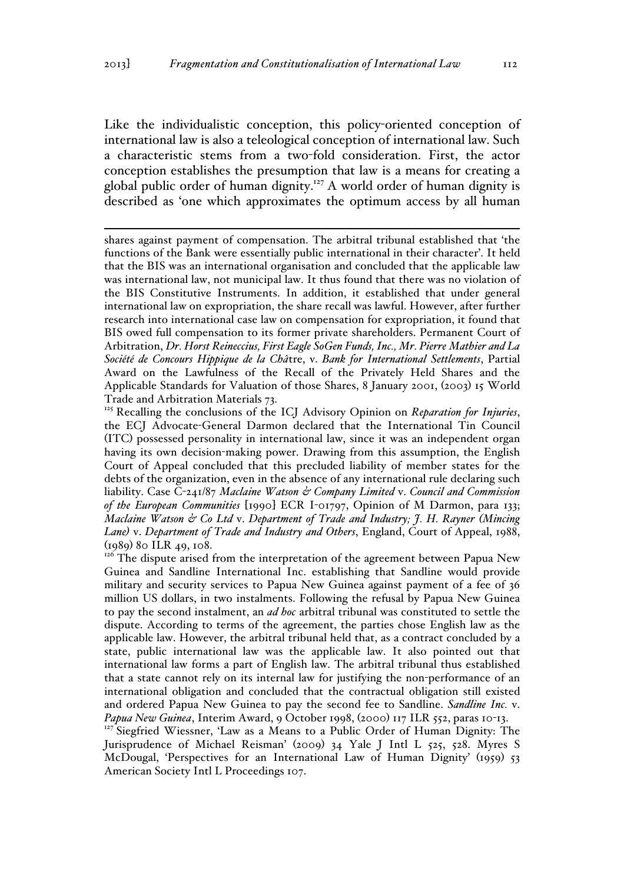Like the individualistic conception, this policy-oriented conception of international law is also a teleological conception of international law. Such a characteristic stems from a two-fold consideration. First, the actor conception establishes the presumption that law is a means for creating a global public order of human dignity.[127] A world order of human dignity is described as 'one which approximates the optimum access by all human

---

shares against payment of compensation. The arbitral tribunal established that 'the functions of the Bank were essentially public international in their character'. It held that the BIS was an international organisation and concluded that the applicable law was international law, not municipal law. It thus found that there was no violation of the BIS Constitutive Instruments. In addition, it established that under general international law on expropriation, the share recall was lawful. However, after further research into international case law on compensation for expropriation, it found that BIS owed full compensation to its former private shareholders. Permanent Court of Arbitration, *Dr. Horst Reineccius, First Eagle SoGen Funds, Inc., Mr. Pierre Mathier and La Société de Concours Hippique de la Châ*tre, v. *Bank for International Settlements*, Partial Award on the Lawfulness of the Recall of the Privately Held Shares and the Applicable Standards for Valuation of those Shares, 8 January 2001, (2003) 15 World Trade and Arbitration Materials 73.

[125] Recalling the conclusions of the ICJ Advisory Opinion on *Reparation for Injuries*, the ECJ Advocate-General Darmon declared that the International Tin Council (ITC) possessed personality in international law, since it was an independent organ having its own decision-making power. Drawing from this assumption, the English Court of Appeal concluded that this precluded liability of member states for the debts of the organization, even in the absence of any international rule declaring such liability. Case C-241/87 *Maclaine Watson & Company Limited* v. *Council and Commission of the European Communities* [1990] ECR I-01797, Opinion of M Darmon, para 133; *Maclaine Watson & Co Ltd* v. *Department of Trade and Industry; J. H. Rayner (Mincing Lane)* v. *Department of Trade and Industry and Others*, England, Court of Appeal, 1988, (1989) 80 ILR 49, 108.

[126] The dispute arised from the interpretation of the agreement between Papua New Guinea and Sandline International Inc. establishing that Sandline would provide military and security services to Papua New Guinea against payment of a fee of 36 million US dollars, in two instalments. Following the refusal by Papua New Guinea to pay the second instalment, an *ad hoc* arbitral tribunal was constituted to settle the dispute. According to terms of the agreement, the parties chose English law as the applicable law. However, the arbitral tribunal held that, as a contract concluded by a state, public international law was the applicable law. It also pointed out that international law forms a part of English law. The arbitral tribunal thus established that a state cannot rely on its internal law for justifying the non-performance of an international obligation and concluded that the contractual obligation still existed and ordered Papua New Guinea to pay the second fee to Sandline. *Sandline Inc.* v. *Papua New Guinea*, Interim Award, 9 October 1998, (2000) 117 ILR 552, paras 10-13.

[127] Siegfried Wiessner, 'Law as a Means to a Public Order of Human Dignity: The Jurisprudence of Michael Reisman' (2009) 34 Yale J Intl L 525, 528. Myres S McDougal, 'Perspectives for an International Law of Human Dignity' (1959) 53 American Society Intl L Proceedings 107.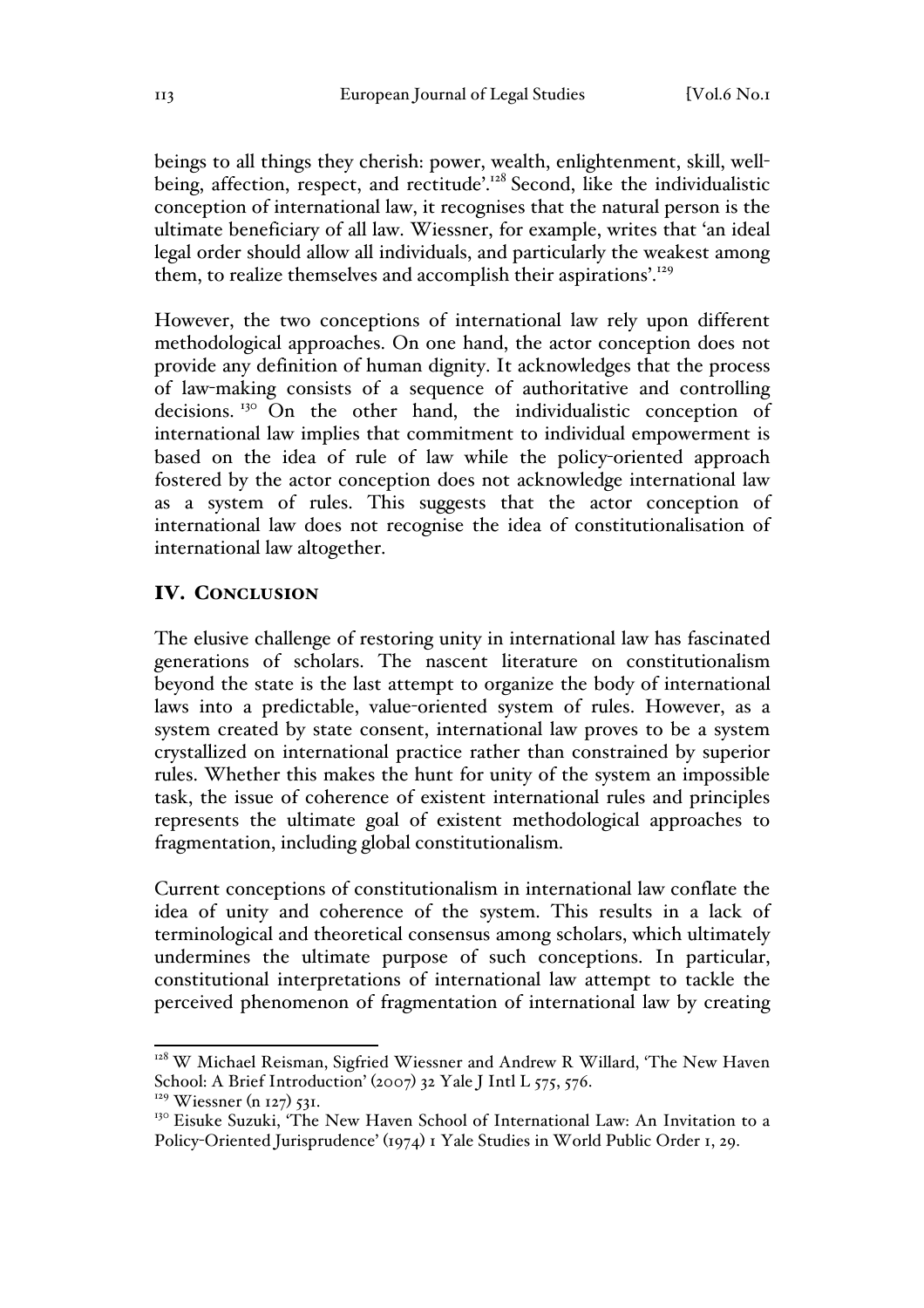beings to all things they cherish: power, wealth, enlightenment, skill, well-being, affection, respect, and rectitude'.[128] Second, like the individualistic conception of international law, it recognises that the natural person is the ultimate beneficiary of all law. Wiessner, for example, writes that 'an ideal legal order should allow all individuals, and particularly the weakest among them, to realize themselves and accomplish their aspirations'.[129]

However, the two conceptions of international law rely upon different methodological approaches. On one hand, the actor conception does not provide any definition of human dignity. It acknowledges that the process of law-making consists of a sequence of authoritative and controlling decisions.[130] On the other hand, the individualistic conception of international law implies that commitment to individual empowerment is based on the idea of rule of law while the policy-oriented approach fostered by the actor conception does not acknowledge international law as a system of rules. This suggests that the actor conception of international law does not recognise the idea of constitutionalisation of international law altogether.

## IV. Conclusion

The elusive challenge of restoring unity in international law has fascinated generations of scholars. The nascent literature on constitutionalism beyond the state is the last attempt to organize the body of international laws into a predictable, value-oriented system of rules. However, as a system created by state consent, international law proves to be a system crystallized on international practice rather than constrained by superior rules. Whether this makes the hunt for unity of the system an impossible task, the issue of coherence of existent international rules and principles represents the ultimate goal of existent methodological approaches to fragmentation, including global constitutionalism.

Current conceptions of constitutionalism in international law conflate the idea of unity and coherence of the system. This results in a lack of terminological and theoretical consensus among scholars, which ultimately undermines the ultimate purpose of such conceptions. In particular, constitutional interpretations of international law attempt to tackle the perceived phenomenon of fragmentation of international law by creating

---

[128] W Michael Reisman, Sigfried Wiessner and Andrew R Willard, 'The New Haven School: A Brief Introduction' (2007) 32 Yale J Intl L 575, 576.

[129] Wiessner (n 127) 531.

[130] Eisuke Suzuki, 'The New Haven School of International Law: An Invitation to a Policy-Oriented Jurisprudence' (1974) 1 Yale Studies in World Public Order 1, 29.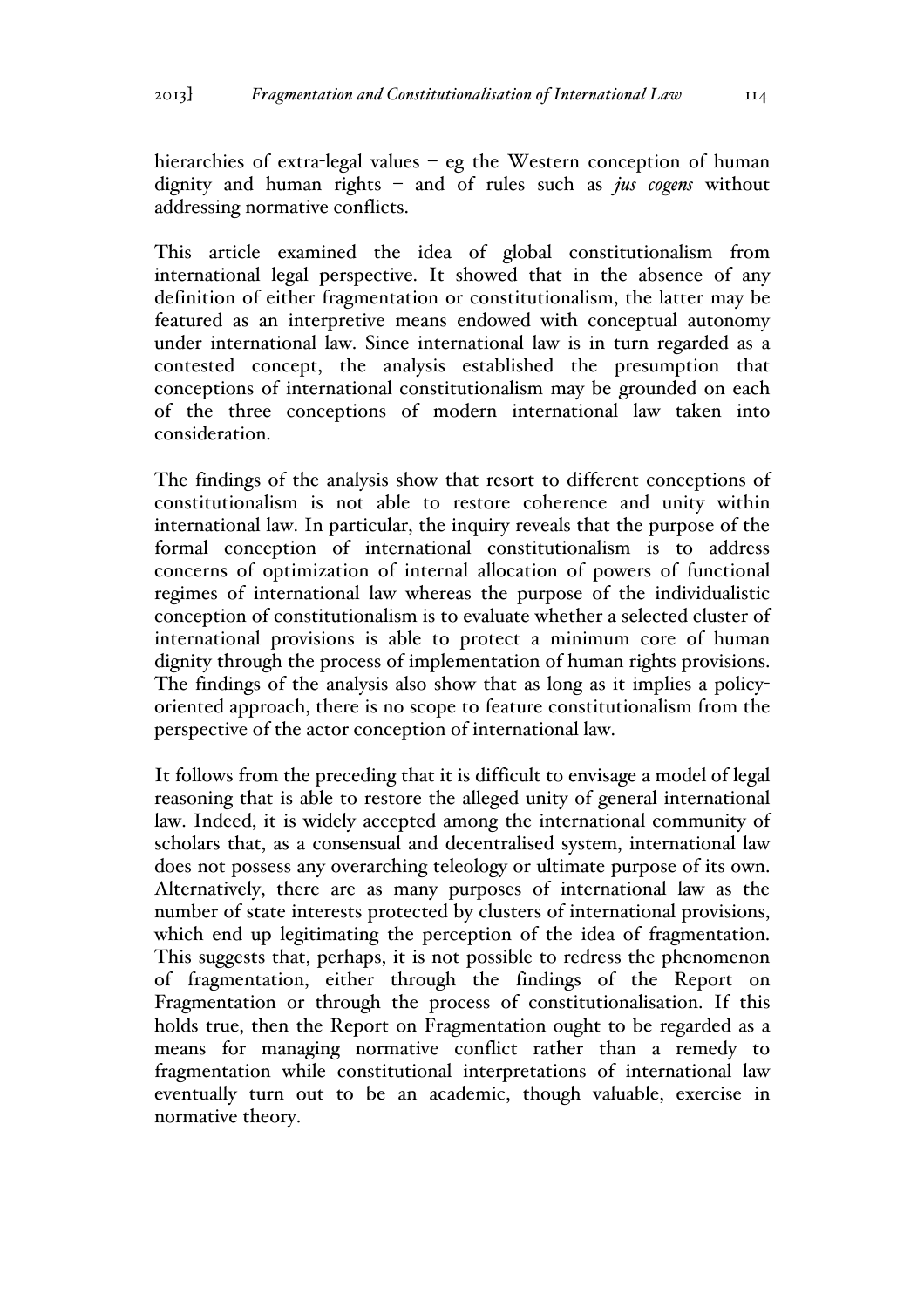hierarchies of extra-legal values – eg the Western conception of human dignity and human rights – and of rules such as *jus cogens* without addressing normative conflicts.

This article examined the idea of global constitutionalism from international legal perspective. It showed that in the absence of any definition of either fragmentation or constitutionalism, the latter may be featured as an interpretive means endowed with conceptual autonomy under international law. Since international law is in turn regarded as a contested concept, the analysis established the presumption that conceptions of international constitutionalism may be grounded on each of the three conceptions of modern international law taken into consideration.

The findings of the analysis show that resort to different conceptions of constitutionalism is not able to restore coherence and unity within international law. In particular, the inquiry reveals that the purpose of the formal conception of international constitutionalism is to address concerns of optimization of internal allocation of powers of functional regimes of international law whereas the purpose of the individualistic conception of constitutionalism is to evaluate whether a selected cluster of international provisions is able to protect a minimum core of human dignity through the process of implementation of human rights provisions. The findings of the analysis also show that as long as it implies a policy-oriented approach, there is no scope to feature constitutionalism from the perspective of the actor conception of international law.

It follows from the preceding that it is difficult to envisage a model of legal reasoning that is able to restore the alleged unity of general international law. Indeed, it is widely accepted among the international community of scholars that, as a consensual and decentralised system, international law does not possess any overarching teleology or ultimate purpose of its own. Alternatively, there are as many purposes of international law as the number of state interests protected by clusters of international provisions, which end up legitimating the perception of the idea of fragmentation. This suggests that, perhaps, it is not possible to redress the phenomenon of fragmentation, either through the findings of the Report on Fragmentation or through the process of constitutionalisation. If this holds true, then the Report on Fragmentation ought to be regarded as a means for managing normative conflict rather than a remedy to fragmentation while constitutional interpretations of international law eventually turn out to be an academic, though valuable, exercise in normative theory.